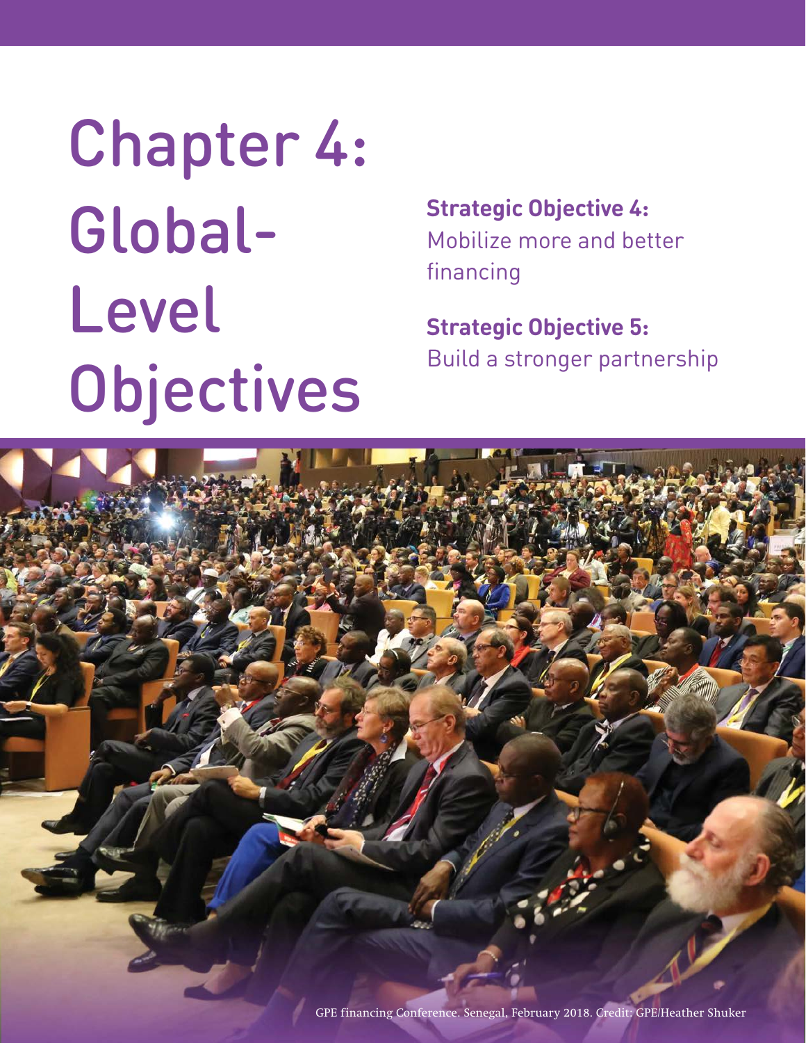# Chapter 4: Global-Level Objectives

**Strategic Objective 4:** Mobilize more and better financing

**Strategic Objective 5:** Build a stronger partnership

GPE financing Conference. Senegal, February 2018. Credit: GPE/Heather Shuker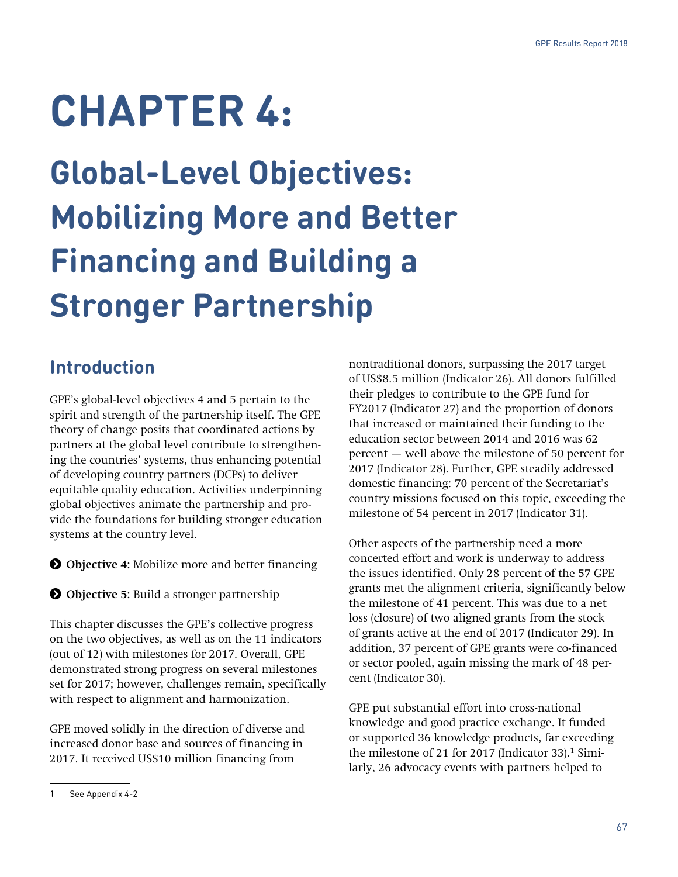# CHAPTER 4:

# Global-Level Objectives: Mobilizing More and Better Financing and Building a Stronger Partnership

## Introduction

GPE's global-level objectives 4 and 5 pertain to the spirit and strength of the partnership itself. The GPE theory of change posits that coordinated actions by partners at the global level contribute to strengthening the countries' systems, thus enhancing potential of developing country partners (DCPs) to deliver equitable quality education. Activities underpinning global objectives animate the partnership and provide the foundations for building stronger education systems at the country level.

- **Objective 4**: Mobilize more and better financing
- **Objective 5**: Build a stronger partnership

This chapter discusses the GPE's collective progress on the two objectives, as well as on the 11 indicators (out of 12) with milestones for 2017. Overall, GPE demonstrated strong progress on several milestones set for 2017; however, challenges remain, specifically with respect to alignment and harmonization.

GPE moved solidly in the direction of diverse and increased donor base and sources of financing in 2017. It received US$10 million financing from nontraditional donors, surpassing the 2017 target of US$8.5 million (Indicator 26). All donors fulfilled their pledges to contribute to the GPE fund for FY2017 (Indicator 27) and the proportion of donors that increased or maintained their funding to the education sector between 2014 and 2016 was 62 percent — well above the milestone of 50 percent for 2017 (Indicator 28). Further, GPE steadily addressed domestic financing: 70 percent of the Secretariat's country missions focused on this topic, exceeding the milestone of 54 percent in 2017 (Indicator 31).

Other aspects of the partnership need a more concerted effort and work is underway to address the issues identified. Only 28 percent of the 57 GPE grants met the alignment criteria, significantly below the milestone of 41 percent. This was due to a net loss (closure) of two aligned grants from the stock of grants active at the end of 2017 (Indicator 29). In addition, 37 percent of GPE grants were co-financed or sector pooled, again missing the mark of 48 percent (Indicator 30).

GPE put substantial effort into cross-national knowledge and good practice exchange. It funded or supported 36 knowledge products, far exceeding the milestone of 21 for 2017 (Indicator 33).[1] Similarly, 26 advocacy events with partners helped to

1 See Appendix 4-2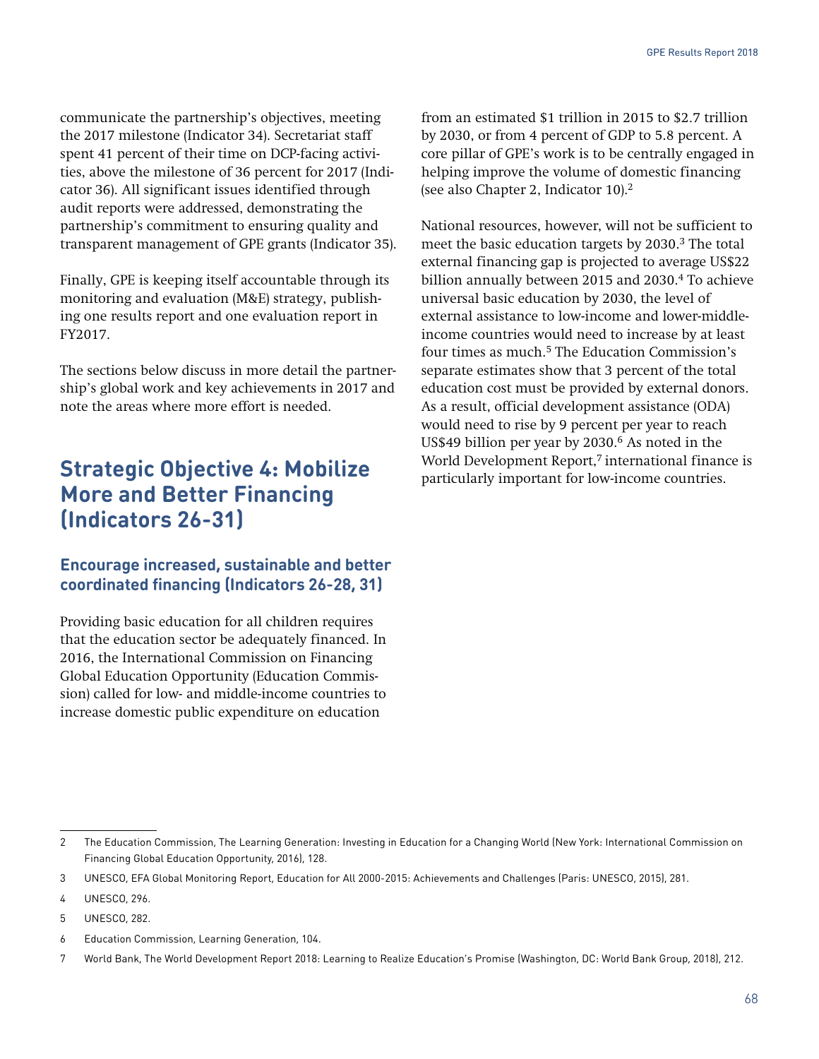communicate the partnership's objectives, meeting the 2017 milestone (Indicator 34). Secretariat staff spent 41 percent of their time on DCP-facing activities, above the milestone of 36 percent for 2017 (Indicator 36). All significant issues identified through audit reports were addressed, demonstrating the partnership's commitment to ensuring quality and transparent management of GPE grants (Indicator 35).

Finally, GPE is keeping itself accountable through its monitoring and evaluation (M&E) strategy, publishing one results report and one evaluation report in FY2017.

The sections below discuss in more detail the partnership's global work and key achievements in 2017 and note the areas where more effort is needed.

## Strategic Objective 4: Mobilize More and Better Financing (Indicators 26-31)

### Encourage increased, sustainable and better coordinated financing (Indicators 26-28, 31)

Providing basic education for all children requires that the education sector be adequately financed. In 2016, the International Commission on Financing Global Education Opportunity (Education Commission) called for low- and middle-income countries to increase domestic public expenditure on education from an estimated $1 trillion in 2015 to $2.7 trillion by 2030, or from 4 percent of GDP to 5.8 percent. A core pillar of GPE's work is to be centrally engaged in helping improve the volume of domestic financing (see also Chapter 2, Indicator 10).[2]

National resources, however, will not be sufficient to meet the basic education targets by 2030.[3] The total external financing gap is projected to average US$22 billion annually between 2015 and 2030.[4] To achieve universal basic education by 2030, the level of external assistance to low-income and lower-middle-income countries would need to increase by at least four times as much.[5] The Education Commission's separate estimates show that 3 percent of the total education cost must be provided by external donors. As a result, official development assistance (ODA) would need to rise by 9 percent per year to reach US$49 billion per year by 2030.[6] As noted in the World Development Report,[7] international finance is particularly important for low-income countries.

---

2 The Education Commission, The Learning Generation: Investing in Education for a Changing World (New York: International Commission on Financing Global Education Opportunity, 2016), 128.

3 UNESCO, EFA Global Monitoring Report, Education for All 2000-2015: Achievements and Challenges (Paris: UNESCO, 2015), 281.

4 UNESCO, 296.

5 UNESCO, 282.

6 Education Commission, Learning Generation, 104.

7 World Bank, The World Development Report 2018: Learning to Realize Education's Promise (Washington, DC: World Bank Group, 2018), 212.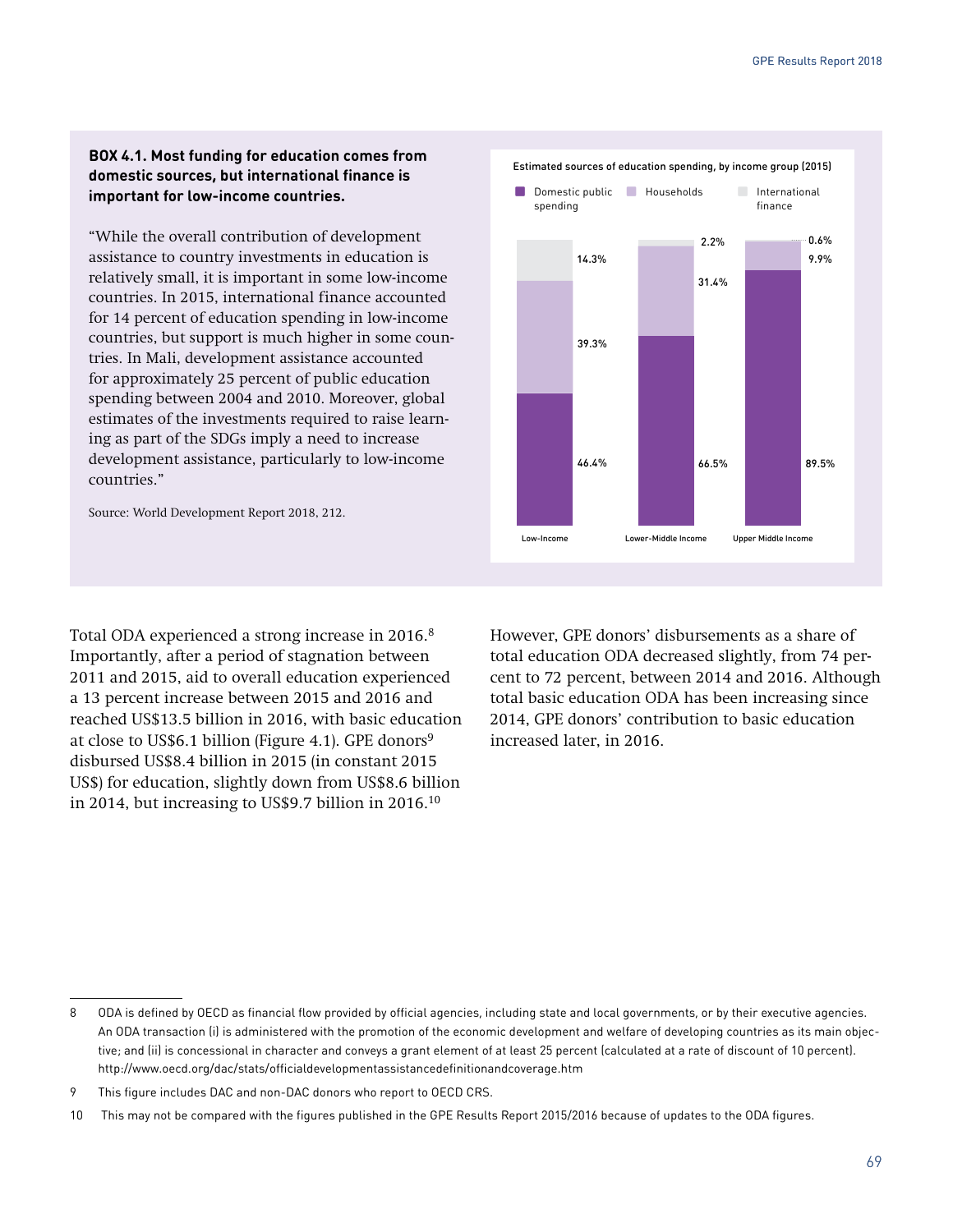**BOX 4.1. Most funding for education comes from domestic sources, but international finance is important for low-income countries.**

"While the overall contribution of development assistance to country investments in education is relatively small, it is important in some low-income countries. In 2015, international finance accounted for 14 percent of education spending in low-income countries, but support is much higher in some countries. In Mali, development assistance accounted for approximately 25 percent of public education spending between 2004 and 2010. Moreover, global estimates of the investments required to raise learning as part of the SDGs imply a need to increase development assistance, particularly to low-income countries."

Source: World Development Report 2018, 212.

Estimated sources of education spending, by income group (2015)

| | Domestic public spending | Households | International finance |
|---|---|---|---|
| Low-Income | 46.4% | 39.3% | 14.3% |
| Lower-Middle Income | 66.5% | 31.4% | 2.2% |
| Upper Middle Income | 89.5% | 9.9% | 0.6% |

Total ODA experienced a strong increase in 2016.[8] Importantly, after a period of stagnation between 2011 and 2015, aid to overall education experienced a 13 percent increase between 2015 and 2016 and reached US$13.5 billion in 2016, with basic education at close to US$6.1 billion (Figure 4.1). GPE donors[9] disbursed US$8.4 billion in 2015 (in constant 2015 US$) for education, slightly down from US$8.6 billion in 2014, but increasing to US$9.7 billion in 2016.[10]

However, GPE donors' disbursements as a share of total education ODA decreased slightly, from 74 percent to 72 percent, between 2014 and 2016. Although total basic education ODA has been increasing since 2014, GPE donors' contribution to basic education increased later, in 2016.

---

8 ODA is defined by OECD as financial flow provided by official agencies, including state and local governments, or by their executive agencies. An ODA transaction (i) is administered with the promotion of the economic development and welfare of developing countries as its main objective; and (ii) is concessional in character and conveys a grant element of at least 25 percent (calculated at a rate of discount of 10 percent). http://www.oecd.org/dac/stats/officialdevelopmentassistancedefinitionandcoverage.htm

9 This figure includes DAC and non-DAC donors who report to OECD CRS.

10 This may not be compared with the figures published in the GPE Results Report 2015/2016 because of updates to the ODA figures.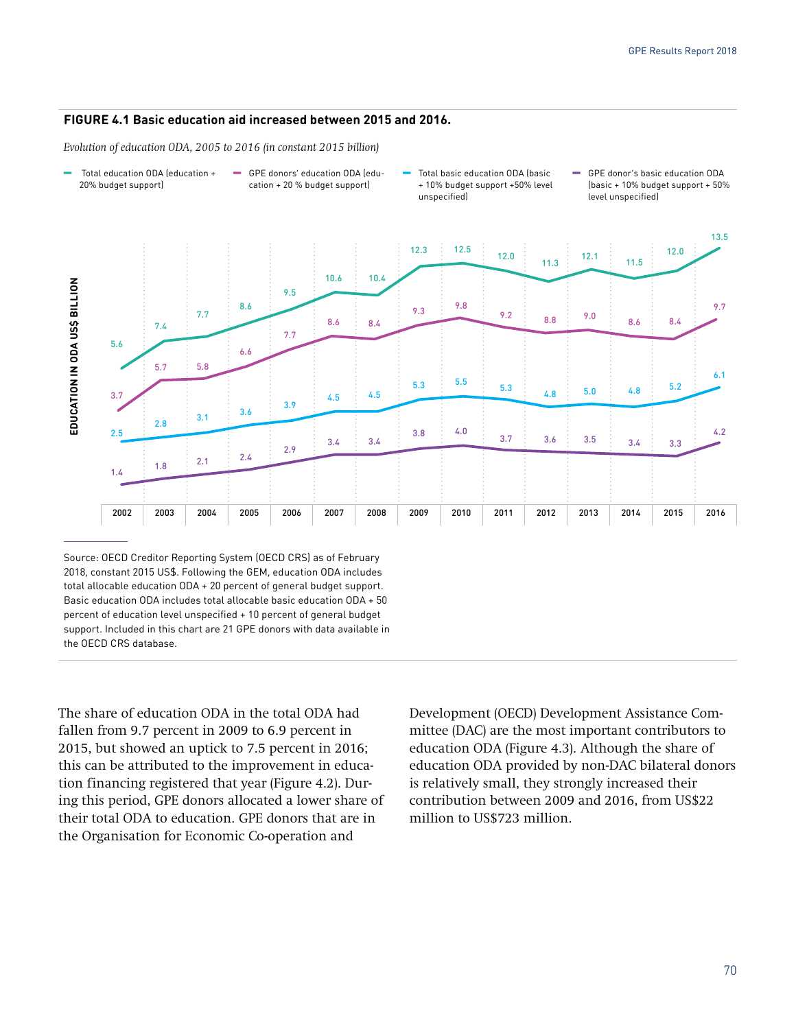**FIGURE 4.1 Basic education aid increased between 2015 and 2016.**

*Evolution of education ODA, 2005 to 2016 (in constant 2015 billion)*

| Year | Total education ODA (education + 20% budget support) | GPE donors' education ODA (education + 20 % budget support) | Total basic education ODA (basic + 10% budget support +50% level unspecified) | GPE donor's basic education ODA (basic + 10% budget support + 50% level unspecified) |
|---|---|---|---|---|
| 2002 | 5.6 | 3.7 | 2.5 | 1.4 |
| 2003 | 7.4 | 5.7 | 2.8 | 1.8 |
| 2004 | 7.7 | 5.8 | 3.1 | 2.1 |
| 2005 | 8.6 | 6.6 | 3.6 | 2.4 |
| 2006 | 9.5 | 7.7 | 3.9 | 2.9 |
| 2007 | 10.6 | 8.6 | 4.5 | 3.4 |
| 2008 | 10.4 | 8.4 | 4.5 | 3.4 |
| 2009 | 12.3 | 9.3 | 5.3 | 3.8 |
| 2010 | 12.5 | 9.8 | 5.5 | 4.0 |
| 2011 | 12.0 | 9.2 | 5.3 | 3.7 |
| 2012 | 11.3 | 8.8 | 4.8 | 3.6 |
| 2013 | 12.1 | 9.0 | 5.0 | 3.5 |
| 2014 | 11.5 | 8.6 | 4.8 | 3.4 |
| 2015 | 12.0 | 8.4 | 5.2 | 3.3 |
| 2016 | 13.5 | 9.7 | 6.1 | 4.2 |

Y-axis: EDUCATION IN ODA US$ BILLION

Source: OECD Creditor Reporting System (OECD CRS) as of February 2018, constant 2015 US$. Following the GEM, education ODA includes total allocable education ODA + 20 percent of general budget support. Basic education ODA includes total allocable basic education ODA + 50 percent of education level unspecified + 10 percent of general budget support. Included in this chart are 21 GPE donors with data available in the OECD CRS database.

The share of education ODA in the total ODA had fallen from 9.7 percent in 2009 to 6.9 percent in 2015, but showed an uptick to 7.5 percent in 2016; this can be attributed to the improvement in education financing registered that year (Figure 4.2). During this period, GPE donors allocated a lower share of their total ODA to education. GPE donors that are in the Organisation for Economic Co-operation and Development (OECD) Development Assistance Committee (DAC) are the most important contributors to education ODA (Figure 4.3). Although the share of education ODA provided by non-DAC bilateral donors is relatively small, they strongly increased their contribution between 2009 and 2016, from US$22 million to US$723 million.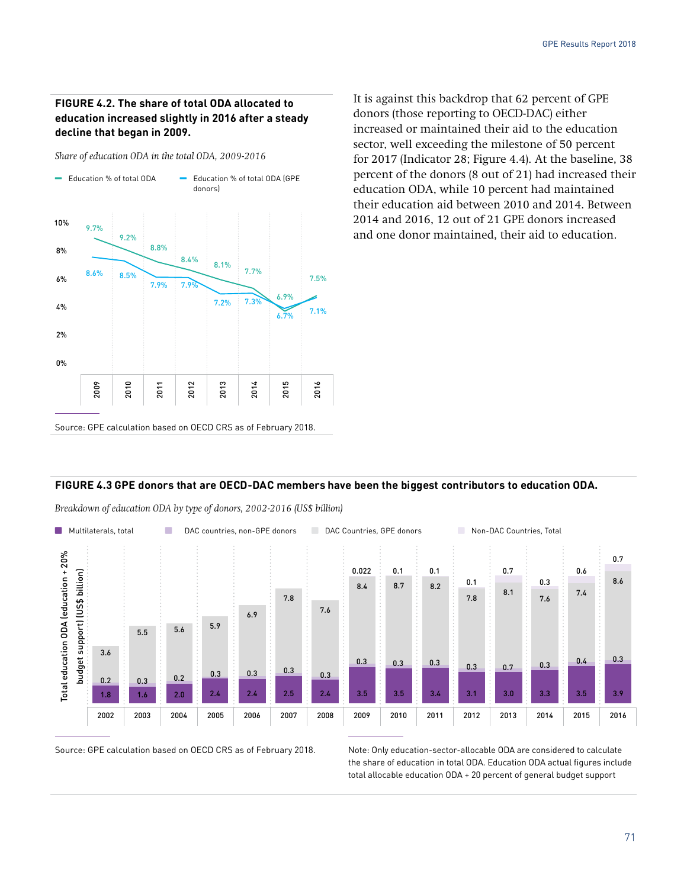**FIGURE 4.2. The share of total ODA allocated to education increased slightly in 2016 after a steady decline that began in 2009.**

*Share of education ODA in the total ODA, 2009-2016*

| Year | Education % of total ODA | Education % of total ODA (GPE donors) |
|---|---|---|
| 2009 | 9.7% | 8.6% |
| 2010 | 9.2% | 8.5% |
| 2011 | 8.8% | 7.9% |
| 2012 | 8.4% | 7.9% |
| 2013 | 8.1% | 7.2% |
| 2014 | 7.7% | 7.3% |
| 2015 | 6.9% | 6.7% |
| 2016 | 7.5% | 7.1% |

Source: GPE calculation based on OECD CRS as of February 2018.

It is against this backdrop that 62 percent of GPE donors (those reporting to OECD-DAC) either increased or maintained their aid to the education sector, well exceeding the milestone of 50 percent for 2017 (Indicator 28; Figure 4.4). At the baseline, 38 percent of the donors (8 out of 21) had increased their education ODA, while 10 percent had maintained their education aid between 2010 and 2014. Between 2014 and 2016, 12 out of 21 GPE donors increased and one donor maintained, their aid to education.

**FIGURE 4.3 GPE donors that are OECD-DAC members have been the biggest contributors to education ODA.**

*Breakdown of education ODA by type of donors, 2002-2016 (US$ billion)*

Total education ODA (education + 20% budget support) (US$ billion)

| Year | Multilaterals, total | DAC countries, non-GPE donors | DAC Countries, GPE donors | Non-DAC Countries, Total |
|---|---|---|---|---|
| 2002 | 1.8 | 0.2 | 3.6 | |
| 2003 | 1.6 | 0.3 | 5.5 | |
| 2004 | 2.0 | 0.2 | 5.6 | |
| 2005 | 2.4 | 0.3 | 5.9 | |
| 2006 | 2.4 | 0.3 | 6.9 | |
| 2007 | 2.5 | 0.3 | 7.8 | |
| 2008 | 2.4 | 0.3 | 7.6 | |
| 2009 | 3.5 | 0.3 | 8.4 | 0.022 |
| 2010 | 3.5 | 0.3 | 8.7 | 0.1 |
| 2011 | 3.4 | 0.3 | 8.2 | 0.1 |
| 2012 | 3.1 | 0.3 | 7.8 | 0.1 |
| 2013 | 3.0 | 0.7 | 8.1 | 0.7 |
| 2014 | 3.3 | 0.3 | 7.6 | 0.3 |
| 2015 | 3.5 | 0.4 | 7.4 | 0.6 |
| 2016 | 3.9 | 0.3 | 8.6 | 0.7 |

Source: GPE calculation based on OECD CRS as of February 2018.

Note: Only education-sector-allocable ODA are considered to calculate the share of education in total ODA. Education ODA actual figures include total allocable education ODA + 20 percent of general budget support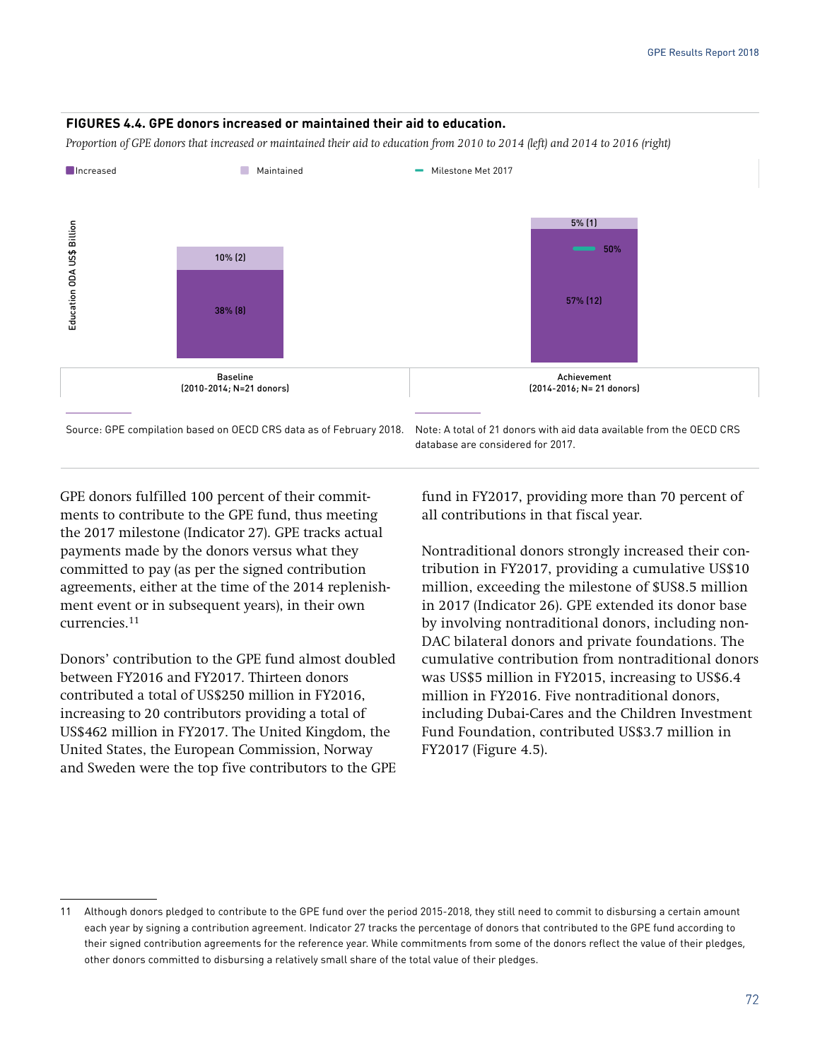**FIGURES 4.4. GPE donors increased or maintained their aid to education.**

*Proportion of GPE donors that increased or maintained their aid to education from 2010 to 2014 (left) and 2014 to 2016 (right)*

| | Increased | Maintained | Milestone Met 2017 |
|---|---|---|---|
| Baseline (2010-2014; N=21 donors) | 38% (8) | 10% (2) | |
| Achievement (2014-2016; N= 21 donors) | 57% (12) | 5% (1) | 50% |

Education ODA US$ Billion

Source: GPE compilation based on OECD CRS data as of February 2018.

Note: A total of 21 donors with aid data available from the OECD CRS database are considered for 2017.

GPE donors fulfilled 100 percent of their commitments to contribute to the GPE fund, thus meeting the 2017 milestone (Indicator 27). GPE tracks actual payments made by the donors versus what they committed to pay (as per the signed contribution agreements, either at the time of the 2014 replenishment event or in subsequent years), in their own currencies.[11]

Donors' contribution to the GPE fund almost doubled between FY2016 and FY2017. Thirteen donors contributed a total of US$250 million in FY2016, increasing to 20 contributors providing a total of US$462 million in FY2017. The United Kingdom, the United States, the European Commission, Norway and Sweden were the top five contributors to the GPE fund in FY2017, providing more than 70 percent of all contributions in that fiscal year.

Nontraditional donors strongly increased their contribution in FY2017, providing a cumulative US$10 million, exceeding the milestone of $US8.5 million in 2017 (Indicator 26). GPE extended its donor base by involving nontraditional donors, including non-DAC bilateral donors and private foundations. The cumulative contribution from nontraditional donors was US$5 million in FY2015, increasing to US$6.4 million in FY2016. Five nontraditional donors, including Dubai-Cares and the Children Investment Fund Foundation, contributed US$3.7 million in FY2017 (Figure 4.5).

11 Although donors pledged to contribute to the GPE fund over the period 2015-2018, they still need to commit to disbursing a certain amount each year by signing a contribution agreement. Indicator 27 tracks the percentage of donors that contributed to the GPE fund according to their signed contribution agreements for the reference year. While commitments from some of the donors reflect the value of their pledges, other donors committed to disbursing a relatively small share of the total value of their pledges.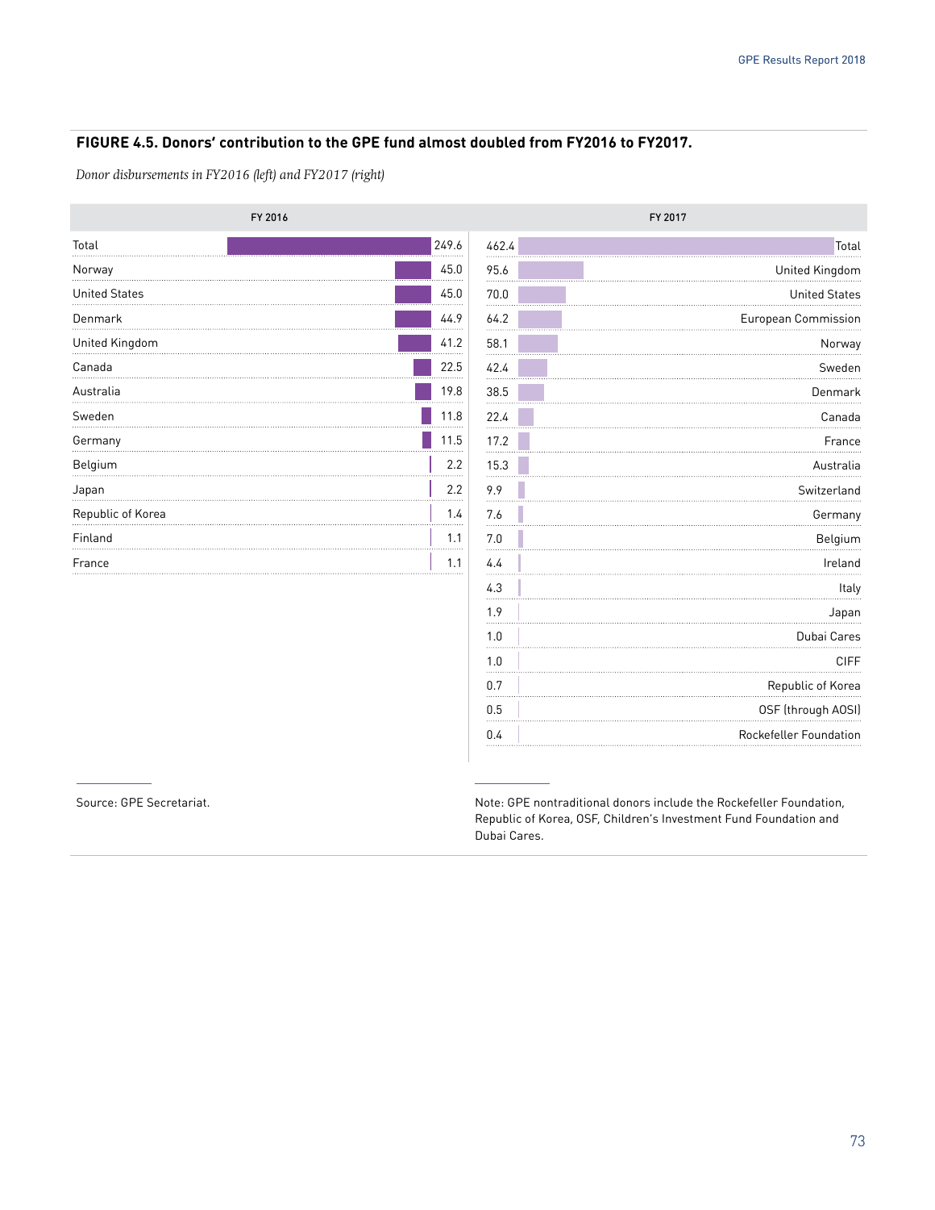**FIGURE 4.5. Donors' contribution to the GPE fund almost doubled from FY2016 to FY2017.**

*Donor disbursements in FY2016 (left) and FY2017 (right)*

| FY 2016 | |
|---|---|
| Total | 249.6 |
| Norway | 45.0 |
| United States | 45.0 |
| Denmark | 44.9 |
| United Kingdom | 41.2 |
| Canada | 22.5 |
| Australia | 19.8 |
| Sweden | 11.8 |
| Germany | 11.5 |
| Belgium | 2.2 |
| Japan | 2.2 |
| Republic of Korea | 1.4 |
| Finland | 1.1 |
| France | 1.1 |

| FY 2017 | |
|---|---|
| 462.4 | Total |
| 95.6 | United Kingdom |
| 70.0 | United States |
| 64.2 | European Commission |
| 58.1 | Norway |
| 42.4 | Sweden |
| 38.5 | Denmark |
| 22.4 | Canada |
| 17.2 | France |
| 15.3 | Australia |
| 9.9 | Switzerland |
| 7.6 | Germany |
| 7.0 | Belgium |
| 4.4 | Ireland |
| 4.3 | Italy |
| 1.9 | Japan |
| 1.0 | Dubai Cares |
| 1.0 | CIFF |
| 0.7 | Republic of Korea |
| 0.5 | OSF (through AOSI) |
| 0.4 | Rockefeller Foundation |

Source: GPE Secretariat.

Note: GPE nontraditional donors include the Rockefeller Foundation, Republic of Korea, OSF, Children's Investment Fund Foundation and Dubai Cares.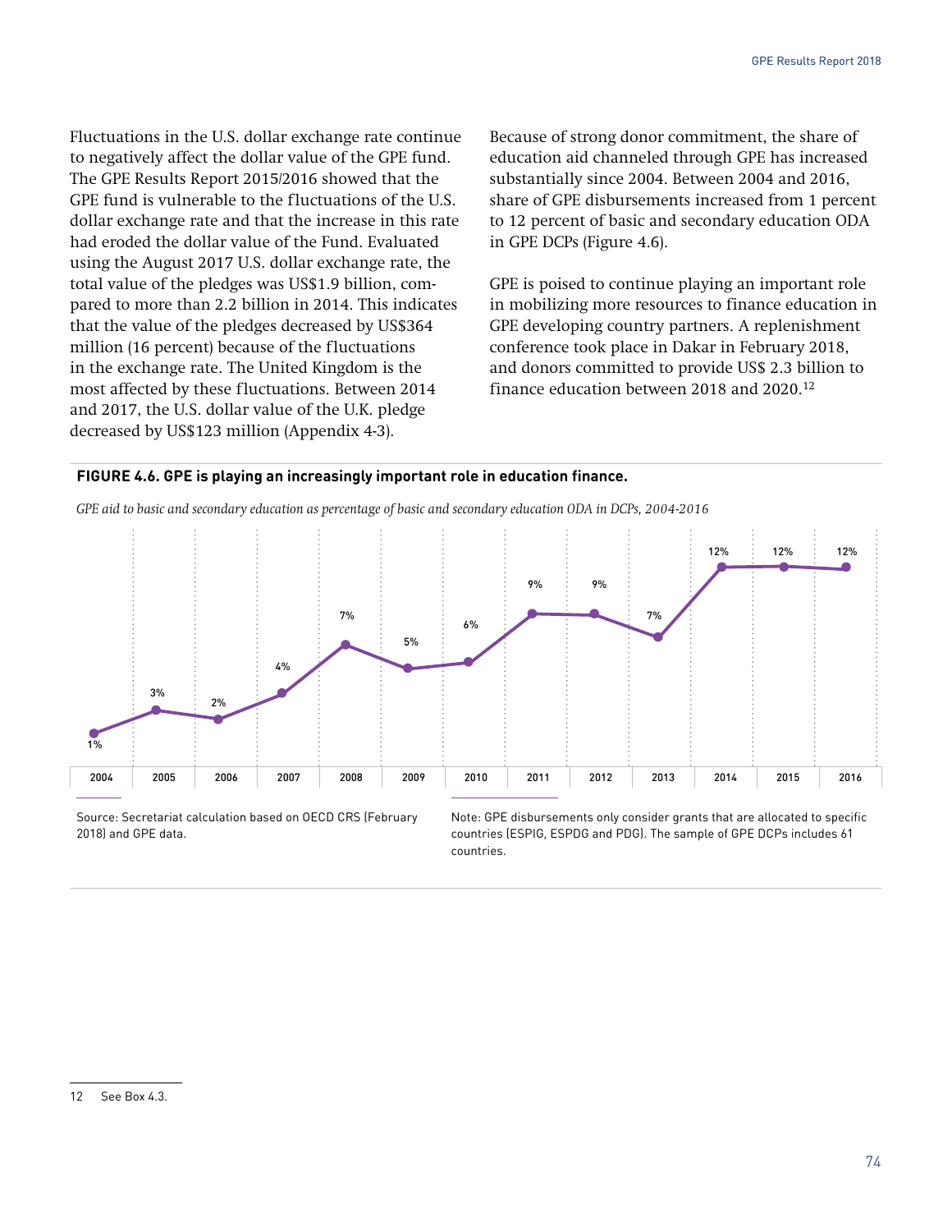Fluctuations in the U.S. dollar exchange rate continue to negatively affect the dollar value of the GPE fund. The GPE Results Report 2015/2016 showed that the GPE fund is vulnerable to the fluctuations of the U.S. dollar exchange rate and that the increase in this rate had eroded the dollar value of the Fund. Evaluated using the August 2017 U.S. dollar exchange rate, the total value of the pledges was US$1.9 billion, compared to more than 2.2 billion in 2014. This indicates that the value of the pledges decreased by US$364 million (16 percent) because of the fluctuations in the exchange rate. The United Kingdom is the most affected by these fluctuations. Between 2014 and 2017, the U.S. dollar value of the U.K. pledge decreased by US$123 million (Appendix 4-3).

Because of strong donor commitment, the share of education aid channeled through GPE has increased substantially since 2004. Between 2004 and 2016, share of GPE disbursements increased from 1 percent to 12 percent of basic and secondary education ODA in GPE DCPs (Figure 4.6).

GPE is poised to continue playing an important role in mobilizing more resources to finance education in GPE developing country partners. A replenishment conference took place in Dakar in February 2018, and donors committed to provide US$ 2.3 billion to finance education between 2018 and 2020.[12]

**FIGURE 4.6. GPE is playing an increasingly important role in education finance.**

*GPE aid to basic and secondary education as percentage of basic and secondary education ODA in DCPs, 2004-2016*

| 2004 | 2005 | 2006 | 2007 | 2008 | 2009 | 2010 | 2011 | 2012 | 2013 | 2014 | 2015 | 2016 |
|---|---|---|---|---|---|---|---|---|---|---|---|---|
| 1% | 3% | 2% | 4% | 7% | 5% | 6% | 9% | 9% | 7% | 12% | 12% | 12% |

Source: Secretariat calculation based on OECD CRS (February 2018) and GPE data.

Note: GPE disbursements only consider grants that are allocated to specific countries (ESPIG, ESPDG and PDG). The sample of GPE DCPs includes 61 countries.

12 See Box 4.3.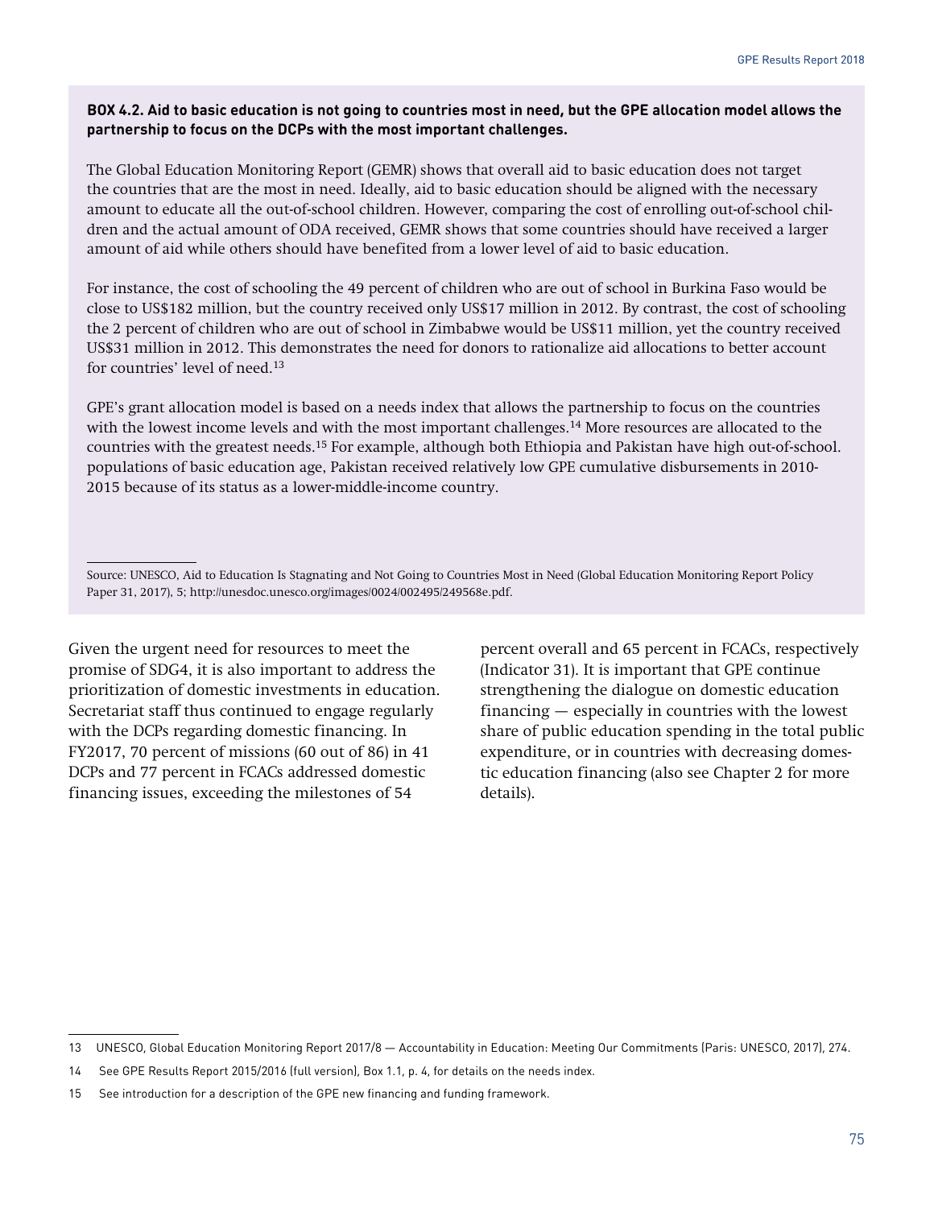**BOX 4.2. Aid to basic education is not going to countries most in need, but the GPE allocation model allows the partnership to focus on the DCPs with the most important challenges.**

The Global Education Monitoring Report (GEMR) shows that overall aid to basic education does not target the countries that are the most in need. Ideally, aid to basic education should be aligned with the necessary amount to educate all the out-of-school children. However, comparing the cost of enrolling out-of-school children and the actual amount of ODA received, GEMR shows that some countries should have received a larger amount of aid while others should have benefited from a lower level of aid to basic education.

For instance, the cost of schooling the 49 percent of children who are out of school in Burkina Faso would be close to US$182 million, but the country received only US$17 million in 2012. By contrast, the cost of schooling the 2 percent of children who are out of school in Zimbabwe would be US$11 million, yet the country received US$31 million in 2012. This demonstrates the need for donors to rationalize aid allocations to better account for countries' level of need.[13]

GPE's grant allocation model is based on a needs index that allows the partnership to focus on the countries with the lowest income levels and with the most important challenges.[14] More resources are allocated to the countries with the greatest needs.[15] For example, although both Ethiopia and Pakistan have high out-of-school. populations of basic education age, Pakistan received relatively low GPE cumulative disbursements in 2010-2015 because of its status as a lower-middle-income country.

Source: UNESCO, Aid to Education Is Stagnating and Not Going to Countries Most in Need (Global Education Monitoring Report Policy Paper 31, 2017), 5; http://unesdoc.unesco.org/images/0024/002495/249568e.pdf.

Given the urgent need for resources to meet the promise of SDG4, it is also important to address the prioritization of domestic investments in education. Secretariat staff thus continued to engage regularly with the DCPs regarding domestic financing. In FY2017, 70 percent of missions (60 out of 86) in 41 DCPs and 77 percent in FCACs addressed domestic financing issues, exceeding the milestones of 54 percent overall and 65 percent in FCACs, respectively (Indicator 31). It is important that GPE continue strengthening the dialogue on domestic education financing — especially in countries with the lowest share of public education spending in the total public expenditure, or in countries with decreasing domestic education financing (also see Chapter 2 for more details).

13 UNESCO, Global Education Monitoring Report 2017/8 — Accountability in Education: Meeting Our Commitments (Paris: UNESCO, 2017), 274.

14 See GPE Results Report 2015/2016 (full version), Box 1.1, p. 4, for details on the needs index.

15 See introduction for a description of the GPE new financing and funding framework.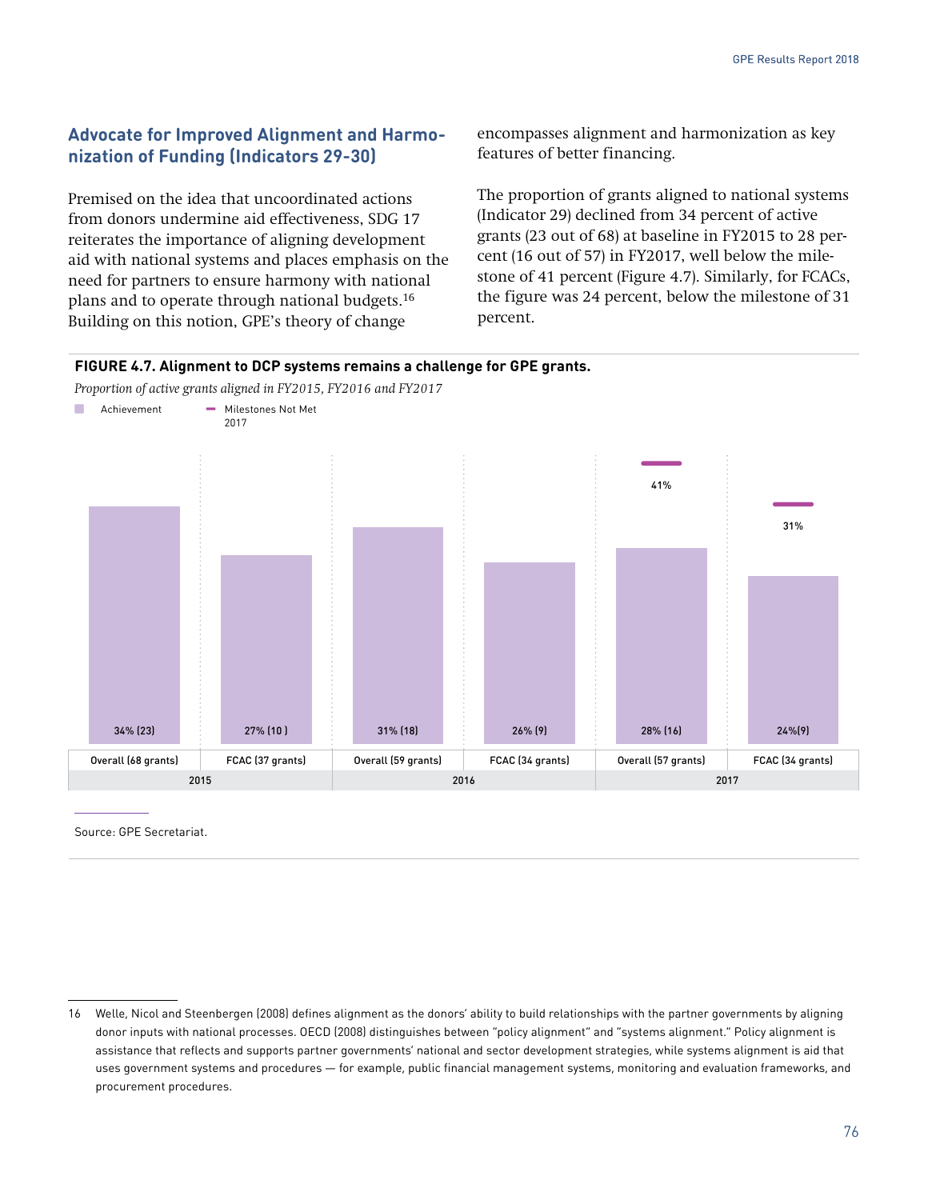## Advocate for Improved Alignment and Harmonization of Funding (Indicators 29-30)

Premised on the idea that uncoordinated actions from donors undermine aid effectiveness, SDG 17 reiterates the importance of aligning development aid with national systems and places emphasis on the need for partners to ensure harmony with national plans and to operate through national budgets.[16] Building on this notion, GPE's theory of change encompasses alignment and harmonization as key features of better financing.

The proportion of grants aligned to national systems (Indicator 29) declined from 34 percent of active grants (23 out of 68) at baseline in FY2015 to 28 percent (16 out of 57) in FY2017, well below the milestone of 41 percent (Figure 4.7). Similarly, for FCACs, the figure was 24 percent, below the milestone of 31 percent.

**FIGURE 4.7. Alignment to DCP systems remains a challenge for GPE grants.**

*Proportion of active grants aligned in FY2015, FY2016 and FY2017*

| Year | Group | Achievement | Milestones Not Met 2017 |
|---|---|---|---|
| 2015 | Overall (68 grants) | 34% (23) | |
| 2015 | FCAC (37 grants) | 27% (10 ) | |
| 2016 | Overall (59 grants) | 31% (18) | |
| 2016 | FCAC (34 grants) | 26% (9) | |
| 2017 | Overall (57 grants) | 28% (16) | 41% |
| 2017 | FCAC (34 grants) | 24%(9) | 31% |

Source: GPE Secretariat.

16 Welle, Nicol and Steenbergen (2008) defines alignment as the donors' ability to build relationships with the partner governments by aligning donor inputs with national processes. OECD (2008) distinguishes between "policy alignment" and "systems alignment." Policy alignment is assistance that reflects and supports partner governments' national and sector development strategies, while systems alignment is aid that uses government systems and procedures — for example, public financial management systems, monitoring and evaluation frameworks, and procurement procedures.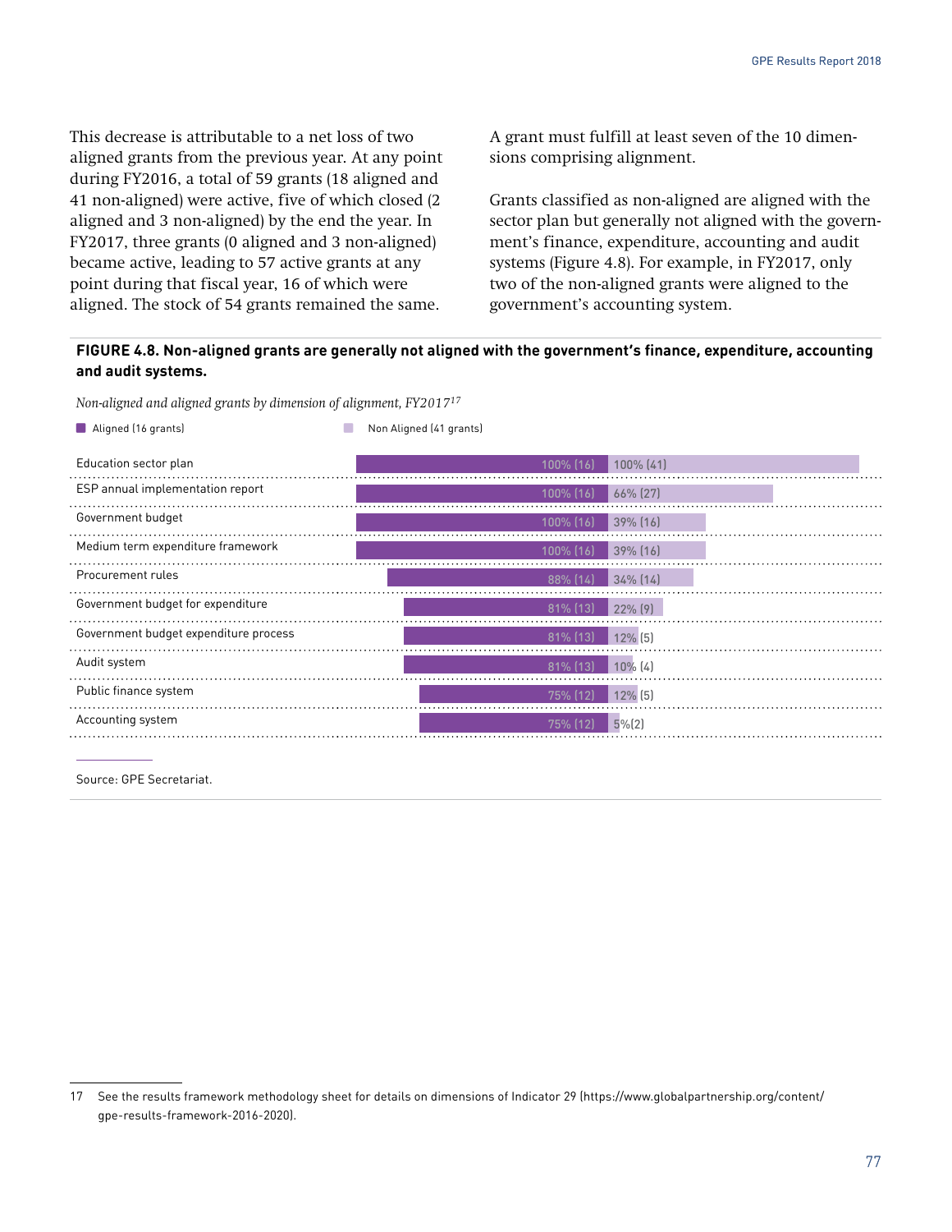This decrease is attributable to a net loss of two aligned grants from the previous year. At any point during FY2016, a total of 59 grants (18 aligned and 41 non-aligned) were active, five of which closed (2 aligned and 3 non-aligned) by the end the year. In FY2017, three grants (0 aligned and 3 non-aligned) became active, leading to 57 active grants at any point during that fiscal year, 16 of which were aligned. The stock of 54 grants remained the same.

A grant must fulfill at least seven of the 10 dimensions comprising alignment.

Grants classified as non-aligned are aligned with the sector plan but generally not aligned with the government's finance, expenditure, accounting and audit systems (Figure 4.8). For example, in FY2017, only two of the non-aligned grants were aligned to the government's accounting system.

**FIGURE 4.8. Non-aligned grants are generally not aligned with the government's finance, expenditure, accounting and audit systems.**

*Non-aligned and aligned grants by dimension of alignment, FY2017*[17]

| Dimension | Aligned (16 grants) | Non Aligned (41 grants) |
|---|---|---|
| Education sector plan | 100% (16) | 100% (41) |
| ESP annual implementation report | 100% (16) | 66% (27) |
| Government budget | 100% (16) | 39% (16) |
| Medium term expenditure framework | 100% (16) | 39% (16) |
| Procurement rules | 88% (14) | 34% (14) |
| Government budget for expenditure | 81% (13) | 22% (9) |
| Government budget expenditure process | 81% (13) | 12% (5) |
| Audit system | 81% (13) | 10% (4) |
| Public finance system | 75% (12) | 12% (5) |
| Accounting system | 75% (12) | 5%(2) |

Source: GPE Secretariat.

17 See the results framework methodology sheet for details on dimensions of Indicator 29 (https://www.globalpartnership.org/content/gpe-results-framework-2016-2020).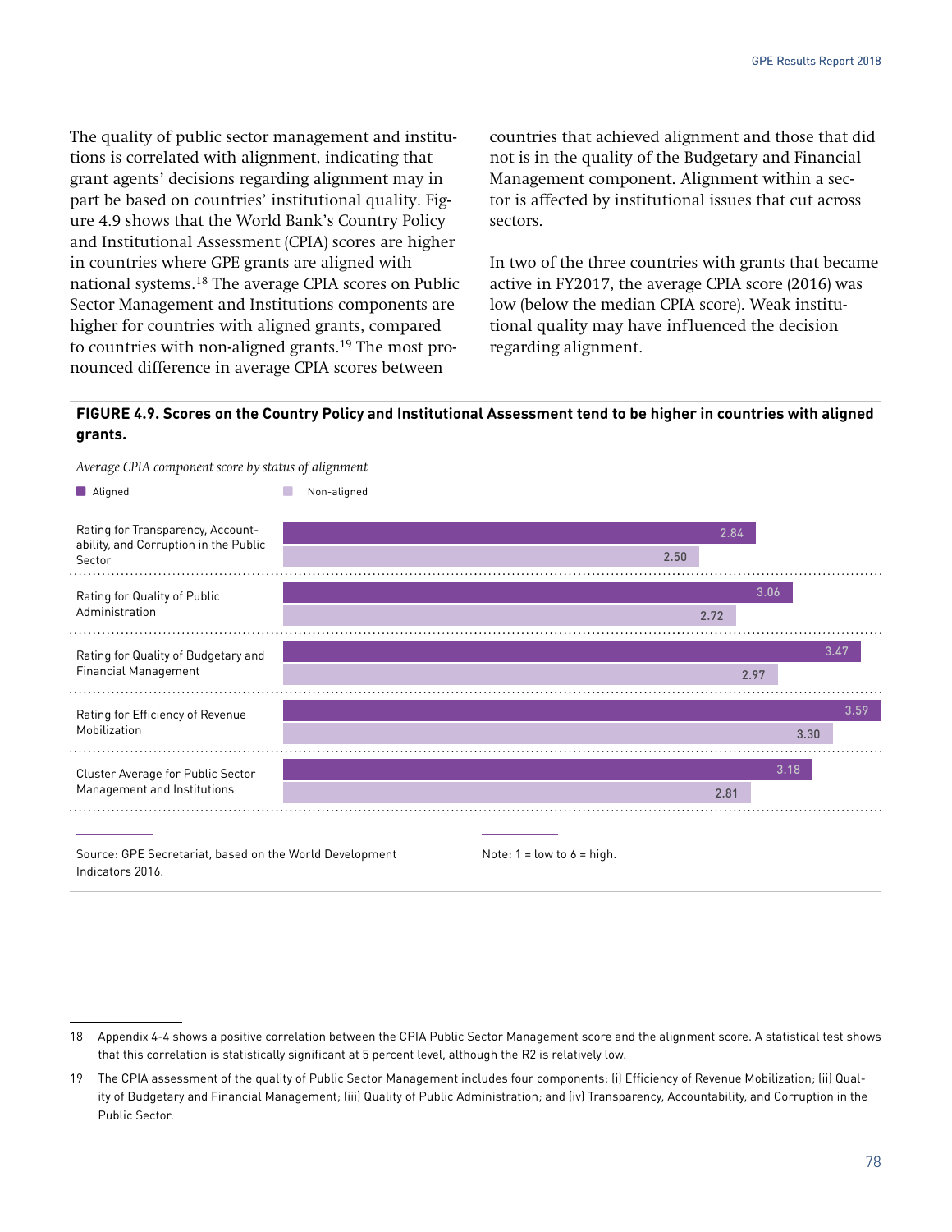The quality of public sector management and institutions is correlated with alignment, indicating that grant agents' decisions regarding alignment may in part be based on countries' institutional quality. Figure 4.9 shows that the World Bank's Country Policy and Institutional Assessment (CPIA) scores are higher in countries where GPE grants are aligned with national systems.[18] The average CPIA scores on Public Sector Management and Institutions components are higher for countries with aligned grants, compared to countries with non-aligned grants.[19] The most pronounced difference in average CPIA scores between countries that achieved alignment and those that did not is in the quality of the Budgetary and Financial Management component. Alignment within a sector is affected by institutional issues that cut across sectors.

In two of the three countries with grants that became active in FY2017, the average CPIA score (2016) was low (below the median CPIA score). Weak institutional quality may have influenced the decision regarding alignment.

**FIGURE 4.9. Scores on the Country Policy and Institutional Assessment tend to be higher in countries with aligned grants.**

*Average CPIA component score by status of alignment*

| | Aligned | Non-aligned |
|---|---|---|
| Rating for Transparency, Accountability, and Corruption in the Public Sector | 2.84 | 2.50 |
| Rating for Quality of Public Administration | 3.06 | 2.72 |
| Rating for Quality of Budgetary and Financial Management | 3.47 | 2.97 |
| Rating for Efficiency of Revenue Mobilization | 3.59 | 3.30 |
| Cluster Average for Public Sector Management and Institutions | 3.18 | 2.81 |

Source: GPE Secretariat, based on the World Development Indicators 2016.

Note: 1 = low to 6 = high.

---

18 Appendix 4-4 shows a positive correlation between the CPIA Public Sector Management score and the alignment score. A statistical test shows that this correlation is statistically significant at 5 percent level, although the $R^2$ is relatively low.

19 The CPIA assessment of the quality of Public Sector Management includes four components: (i) Efficiency of Revenue Mobilization; (ii) Quality of Budgetary and Financial Management; (iii) Quality of Public Administration; and (iv) Transparency, Accountability, and Corruption in the Public Sector.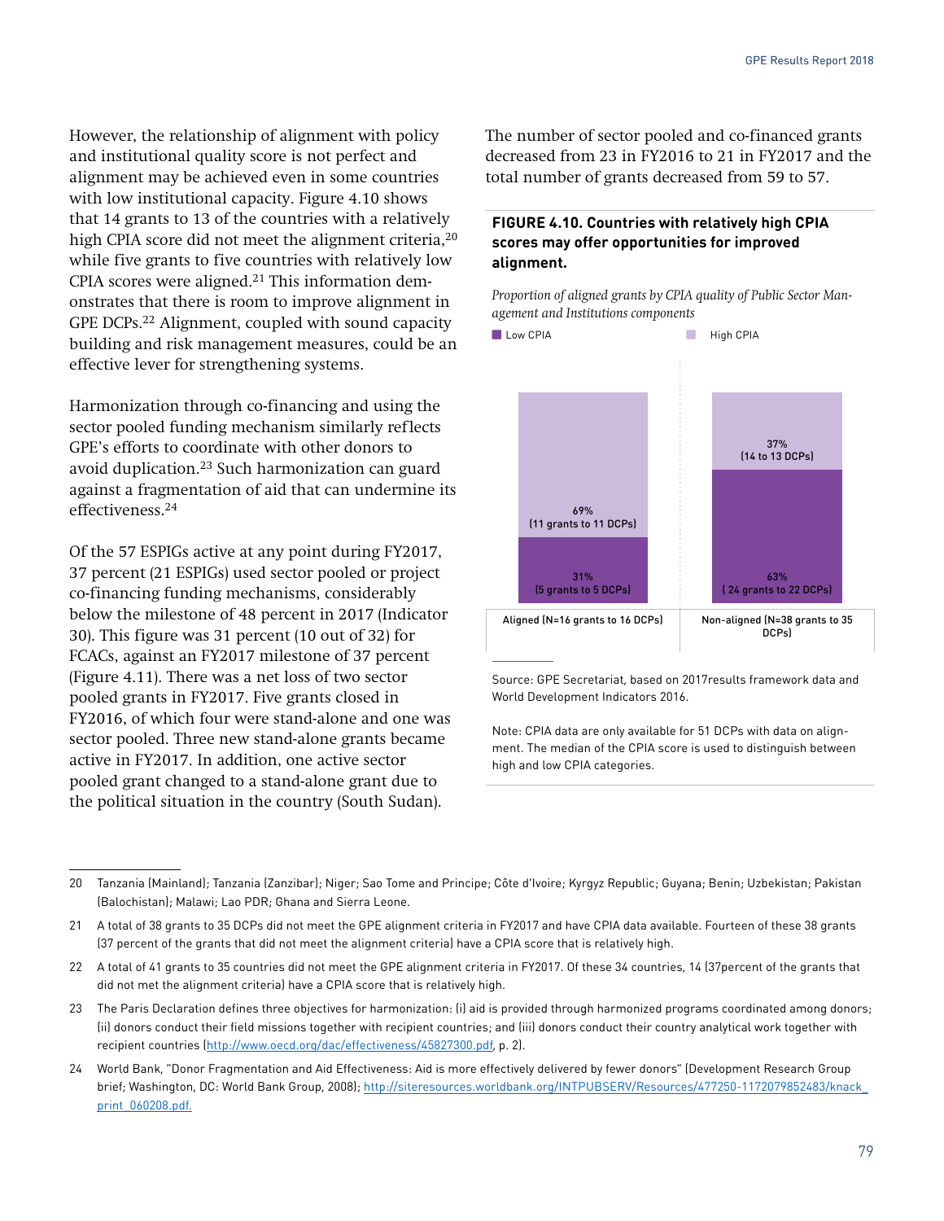However, the relationship of alignment with policy and institutional quality score is not perfect and alignment may be achieved even in some countries with low institutional capacity. Figure 4.10 shows that 14 grants to 13 of the countries with a relatively high CPIA score did not meet the alignment criteria,[20] while five grants to five countries with relatively low CPIA scores were aligned.[21] This information demonstrates that there is room to improve alignment in GPE DCPs.[22] Alignment, coupled with sound capacity building and risk management measures, could be an effective lever for strengthening systems.

Harmonization through co-financing and using the sector pooled funding mechanism similarly reflects GPE's efforts to coordinate with other donors to avoid duplication.[23] Such harmonization can guard against a fragmentation of aid that can undermine its effectiveness.[24]

Of the 57 ESPIGs active at any point during FY2017, 37 percent (21 ESPIGs) used sector pooled or project co-financing funding mechanisms, considerably below the milestone of 48 percent in 2017 (Indicator 30). This figure was 31 percent (10 out of 32) for FCACs, against an FY2017 milestone of 37 percent (Figure 4.11). There was a net loss of two sector pooled grants in FY2017. Five grants closed in FY2016, of which four were stand-alone and one was sector pooled. Three new stand-alone grants became active in FY2017. In addition, one active sector pooled grant changed to a stand-alone grant due to the political situation in the country (South Sudan).

The number of sector pooled and co-financed grants decreased from 23 in FY2016 to 21 in FY2017 and the total number of grants decreased from 59 to 57.

**FIGURE 4.10. Countries with relatively high CPIA scores may offer opportunities for improved alignment.**

*Proportion of aligned grants by CPIA quality of Public Sector Management and Institutions components*

| | Aligned (N=16 grants to 16 DCPs) | Non-aligned (N=38 grants to 35 DCPs) |
|---|---|---|
| High CPIA | 69% (11 grants to 11 DCPs) | 37% (14 to 13 DCPs) |
| Low CPIA | 31% (5 grants to 5 DCPs) | 63% (24 grants to 22 DCPs) |

Source: GPE Secretariat, based on 2017results framework data and World Development Indicators 2016.

Note: CPIA data are only available for 51 DCPs with data on alignment. The median of the CPIA score is used to distinguish between high and low CPIA categories.

---

20 Tanzania (Mainland); Tanzania (Zanzibar); Niger; Sao Tome and Principe; Côte d'Ivoire; Kyrgyz Republic; Guyana; Benin; Uzbekistan; Pakistan (Balochistan); Malawi; Lao PDR; Ghana and Sierra Leone.

21 A total of 38 grants to 35 DCPs did not meet the GPE alignment criteria in FY2017 and have CPIA data available. Fourteen of these 38 grants (37 percent of the grants that did not meet the alignment criteria) have a CPIA score that is relatively high.

22 A total of 41 grants to 35 countries did not meet the GPE alignment criteria in FY2017. Of these 34 countries, 14 (37percent of the grants that did not met the alignment criteria) have a CPIA score that is relatively high.

23 The Paris Declaration defines three objectives for harmonization: (i) aid is provided through harmonized programs coordinated among donors; (ii) donors conduct their field missions together with recipient countries; and (iii) donors conduct their country analytical work together with recipient countries (http://www.oecd.org/dac/effectiveness/45827300.pdf, p. 2).

24 World Bank, "Donor Fragmentation and Aid Effectiveness: Aid is more effectively delivered by fewer donors" (Development Research Group brief; Washington, DC: World Bank Group, 2008); http://siteresources.worldbank.org/INTPUBSERV/Resources/477250-1172079852483/knack_print_060208.pdf.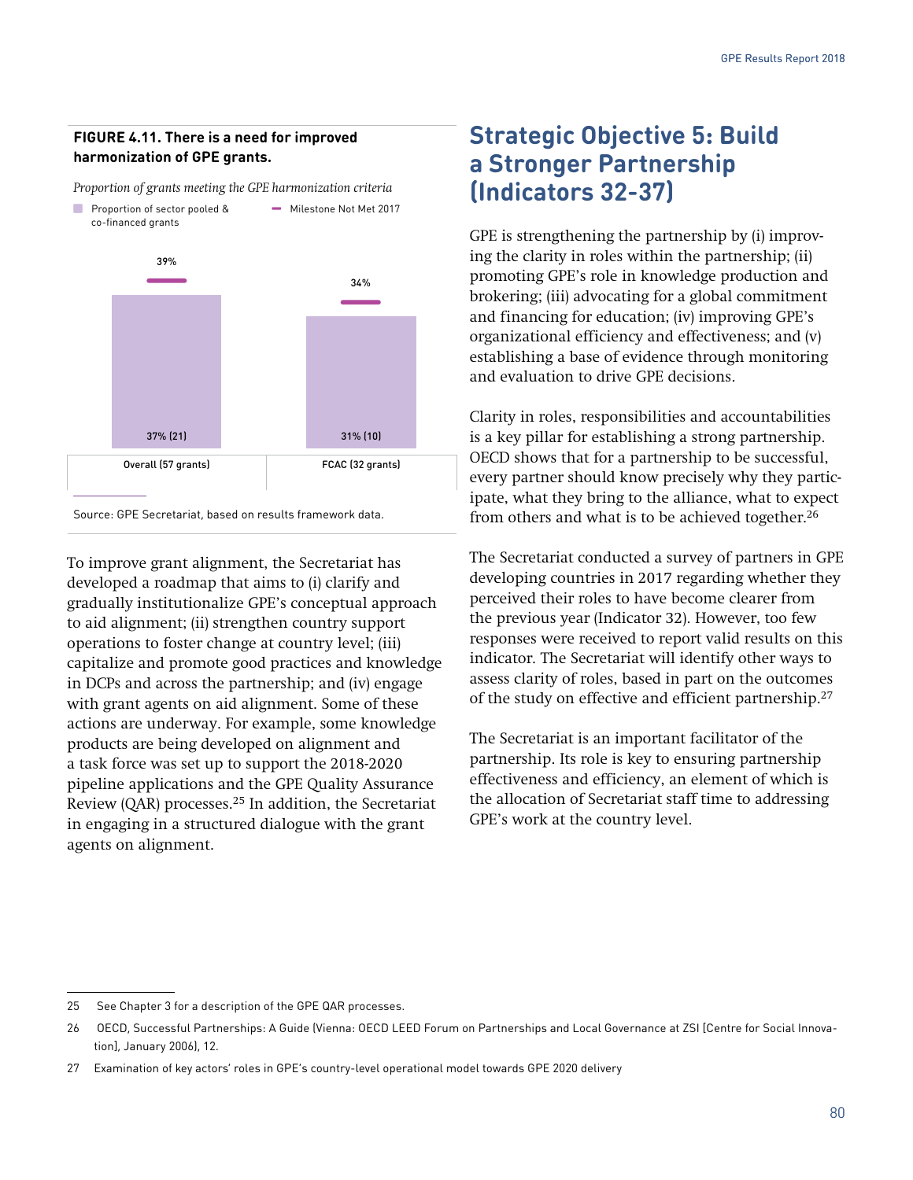**FIGURE 4.11. There is a need for improved harmonization of GPE grants.**

*Proportion of grants meeting the GPE harmonization criteria*

| | Proportion of sector pooled & co-financed grants | Milestone Not Met 2017 |
|---|---|---|
| Overall (57 grants) | 37% (21) | 39% |
| FCAC (32 grants) | 31% (10) | 34% |

Source: GPE Secretariat, based on results framework data.

To improve grant alignment, the Secretariat has developed a roadmap that aims to (i) clarify and gradually institutionalize GPE's conceptual approach to aid alignment; (ii) strengthen country support operations to foster change at country level; (iii) capitalize and promote good practices and knowledge in DCPs and across the partnership; and (iv) engage with grant agents on aid alignment. Some of these actions are underway. For example, some knowledge products are being developed on alignment and a task force was set up to support the 2018-2020 pipeline applications and the GPE Quality Assurance Review (QAR) processes.[25] In addition, the Secretariat in engaging in a structured dialogue with the grant agents on alignment.

## Strategic Objective 5: Build a Stronger Partnership (Indicators 32-37)

GPE is strengthening the partnership by (i) improving the clarity in roles within the partnership; (ii) promoting GPE's role in knowledge production and brokering; (iii) advocating for a global commitment and financing for education; (iv) improving GPE's organizational efficiency and effectiveness; and (v) establishing a base of evidence through monitoring and evaluation to drive GPE decisions.

Clarity in roles, responsibilities and accountabilities is a key pillar for establishing a strong partnership. OECD shows that for a partnership to be successful, every partner should know precisely why they participate, what they bring to the alliance, what to expect from others and what is to be achieved together.[26]

The Secretariat conducted a survey of partners in GPE developing countries in 2017 regarding whether they perceived their roles to have become clearer from the previous year (Indicator 32). However, too few responses were received to report valid results on this indicator. The Secretariat will identify other ways to assess clarity of roles, based in part on the outcomes of the study on effective and efficient partnership.[27]

The Secretariat is an important facilitator of the partnership. Its role is key to ensuring partnership effectiveness and efficiency, an element of which is the allocation of Secretariat staff time to addressing GPE's work at the country level.

25 See Chapter 3 for a description of the GPE QAR processes.

26 OECD, Successful Partnerships: A Guide (Vienna: OECD LEED Forum on Partnerships and Local Governance at ZSI [Centre for Social Innovation], January 2006), 12.

27 Examination of key actors' roles in GPE's country-level operational model towards GPE 2020 delivery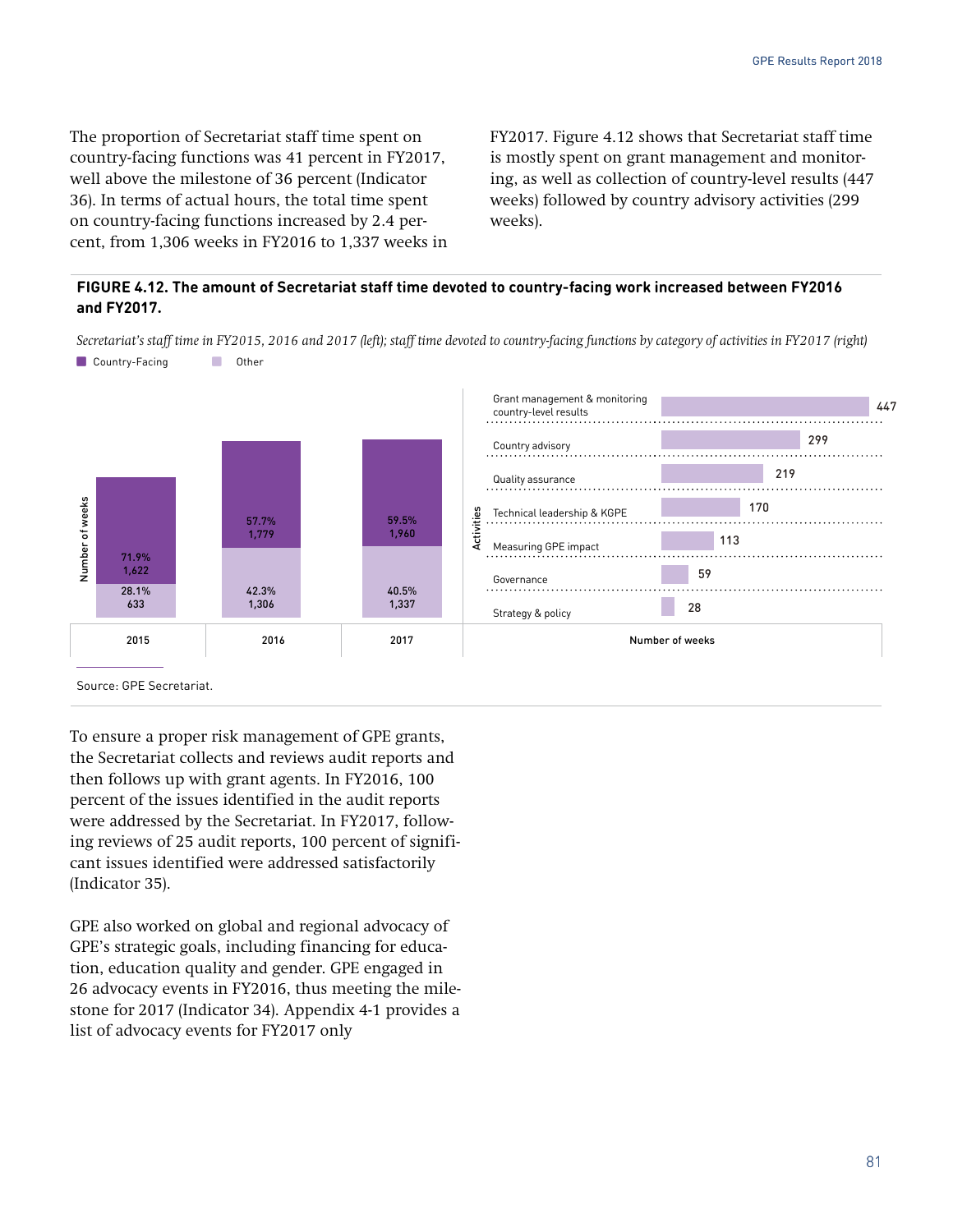The proportion of Secretariat staff time spent on country-facing functions was 41 percent in FY2017, well above the milestone of 36 percent (Indicator 36). In terms of actual hours, the total time spent on country-facing functions increased by 2.4 percent, from 1,306 weeks in FY2016 to 1,337 weeks in FY2017. Figure 4.12 shows that Secretariat staff time is mostly spent on grant management and monitoring, as well as collection of country-level results (447 weeks) followed by country advisory activities (299 weeks).

**FIGURE 4.12. The amount of Secretariat staff time devoted to country-facing work increased between FY2016 and FY2017.**

*Secretariat's staff time in FY2015, 2016 and 2017 (left); staff time devoted to country-facing functions by category of activities in FY2017 (right)*

| Year | Country-Facing | Other |
|---|---|---|
| 2015 | 28.1%, 633 | 71.9%, 1,622 |
| 2016 | 42.3%, 1,306 | 57.7%, 1,779 |
| 2017 | 40.5%, 1,337 | 59.5%, 1,960 |

| Activities | Number of weeks |
|---|---|
| Grant management & monitoring country-level results | 447 |
| Country advisory | 299 |
| Quality assurance | 219 |
| Technical leadership & KGPE | 170 |
| Measuring GPE impact | 113 |
| Governance | 59 |
| Strategy & policy | 28 |

Source: GPE Secretariat.

To ensure a proper risk management of GPE grants, the Secretariat collects and reviews audit reports and then follows up with grant agents. In FY2016, 100 percent of the issues identified in the audit reports were addressed by the Secretariat. In FY2017, following reviews of 25 audit reports, 100 percent of significant issues identified were addressed satisfactorily (Indicator 35).

GPE also worked on global and regional advocacy of GPE's strategic goals, including financing for education, education quality and gender. GPE engaged in 26 advocacy events in FY2016, thus meeting the milestone for 2017 (Indicator 34). Appendix 4-1 provides a list of advocacy events for FY2017 only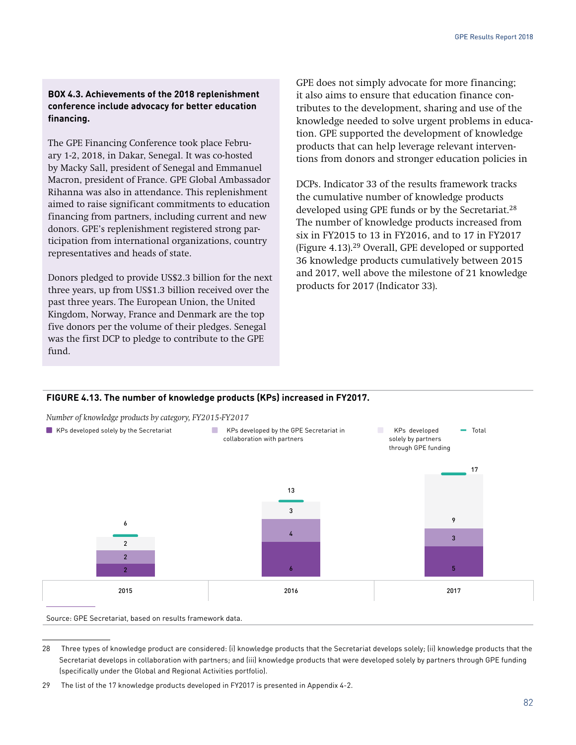**BOX 4.3. Achievements of the 2018 replenishment conference include advocacy for better education financing.**

The GPE Financing Conference took place February 1-2, 2018, in Dakar, Senegal. It was co-hosted by Macky Sall, president of Senegal and Emmanuel Macron, president of France. GPE Global Ambassador Rihanna was also in attendance. This replenishment aimed to raise significant commitments to education financing from partners, including current and new donors. GPE's replenishment registered strong participation from international organizations, country representatives and heads of state.

Donors pledged to provide US$2.3 billion for the next three years, up from US$1.3 billion received over the past three years. The European Union, the United Kingdom, Norway, France and Denmark are the top five donors per the volume of their pledges. Senegal was the first DCP to pledge to contribute to the GPE fund.

GPE does not simply advocate for more financing; it also aims to ensure that education finance contributes to the development, sharing and use of the knowledge needed to solve urgent problems in education. GPE supported the development of knowledge products that can help leverage relevant interventions from donors and stronger education policies in DCPs. Indicator 33 of the results framework tracks the cumulative number of knowledge products developed using GPE funds or by the Secretariat.[28] The number of knowledge products increased from six in FY2015 to 13 in FY2016, and to 17 in FY2017 (Figure 4.13).[29] Overall, GPE developed or supported 36 knowledge products cumulatively between 2015 and 2017, well above the milestone of 21 knowledge products for 2017 (Indicator 33).

**FIGURE 4.13. The number of knowledge products (KPs) increased in FY2017.**

*Number of knowledge products by category, FY2015-FY2017*

| | 2015 | 2016 | 2017 |
|---|---|---|---|
| KPs developed solely by the Secretariat | 2 | 6 | 5 |
| KPs developed by the GPE Secretariat in collaboration with partners | 2 | 4 | 3 |
| KPs developed solely by partners through GPE funding | 2 | 3 | 9 |
| Total | 6 | 13 | 17 |

Source: GPE Secretariat, based on results framework data.

28 Three types of knowledge product are considered: (i) knowledge products that the Secretariat develops solely; (ii) knowledge products that the Secretariat develops in collaboration with partners; and (iii) knowledge products that were developed solely by partners through GPE funding (specifically under the Global and Regional Activities portfolio).

29 The list of the 17 knowledge products developed in FY2017 is presented in Appendix 4-2.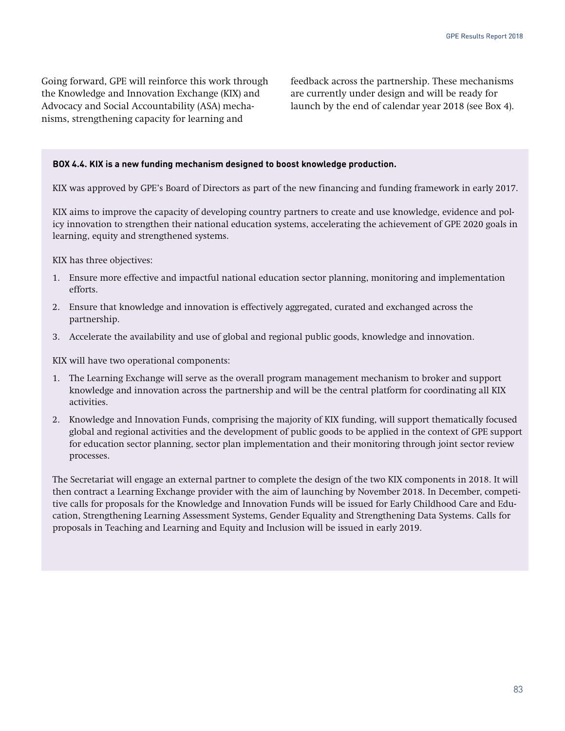Going forward, GPE will reinforce this work through the Knowledge and Innovation Exchange (KIX) and Advocacy and Social Accountability (ASA) mechanisms, strengthening capacity for learning and feedback across the partnership. These mechanisms are currently under design and will be ready for launch by the end of calendar year 2018 (see Box 4).

**BOX 4.4. KIX is a new funding mechanism designed to boost knowledge production.**

KIX was approved by GPE's Board of Directors as part of the new financing and funding framework in early 2017.

KIX aims to improve the capacity of developing country partners to create and use knowledge, evidence and policy innovation to strengthen their national education systems, accelerating the achievement of GPE 2020 goals in learning, equity and strengthened systems.

KIX has three objectives:

1. Ensure more effective and impactful national education sector planning, monitoring and implementation efforts.
2. Ensure that knowledge and innovation is effectively aggregated, curated and exchanged across the partnership.
3. Accelerate the availability and use of global and regional public goods, knowledge and innovation.

KIX will have two operational components:

1. The Learning Exchange will serve as the overall program management mechanism to broker and support knowledge and innovation across the partnership and will be the central platform for coordinating all KIX activities.
2. Knowledge and Innovation Funds, comprising the majority of KIX funding, will support thematically focused global and regional activities and the development of public goods to be applied in the context of GPE support for education sector planning, sector plan implementation and their monitoring through joint sector review processes.

The Secretariat will engage an external partner to complete the design of the two KIX components in 2018. It will then contract a Learning Exchange provider with the aim of launching by November 2018. In December, competitive calls for proposals for the Knowledge and Innovation Funds will be issued for Early Childhood Care and Education, Strengthening Learning Assessment Systems, Gender Equality and Strengthening Data Systems. Calls for proposals in Teaching and Learning and Equity and Inclusion will be issued in early 2019.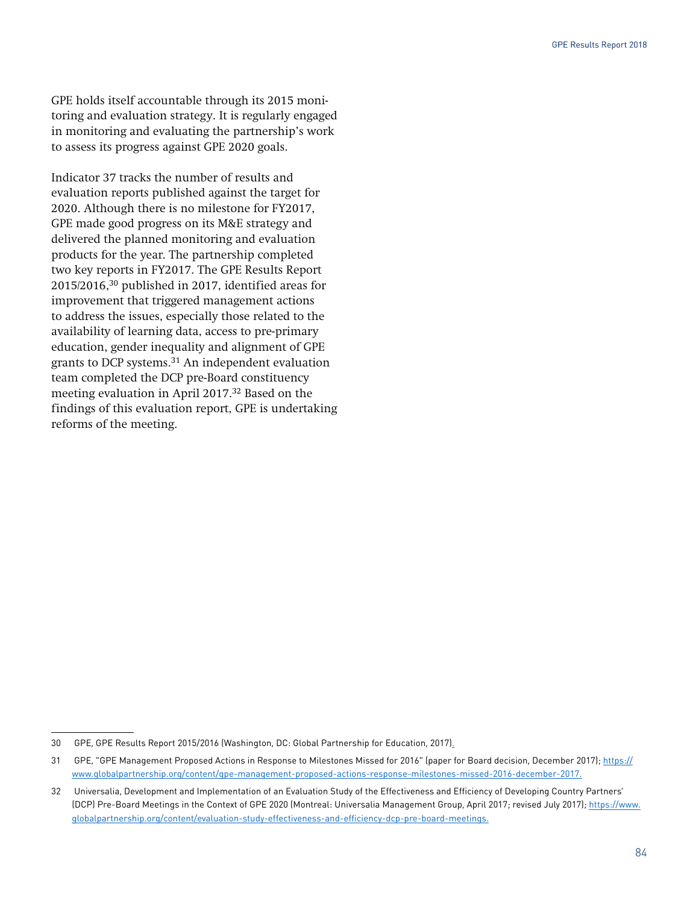GPE holds itself accountable through its 2015 monitoring and evaluation strategy. It is regularly engaged in monitoring and evaluating the partnership's work to assess its progress against GPE 2020 goals.

Indicator 37 tracks the number of results and evaluation reports published against the target for 2020. Although there is no milestone for FY2017, GPE made good progress on its M&E strategy and delivered the planned monitoring and evaluation products for the year. The partnership completed two key reports in FY2017. The GPE Results Report 2015/2016,[30] published in 2017, identified areas for improvement that triggered management actions to address the issues, especially those related to the availability of learning data, access to pre-primary education, gender inequality and alignment of GPE grants to DCP systems.[31] An independent evaluation team completed the DCP pre-Board constituency meeting evaluation in April 2017.[32] Based on the findings of this evaluation report, GPE is undertaking reforms of the meeting.

---

30 GPE, GPE Results Report 2015/2016 (Washington, DC: Global Partnership for Education, 2017).

31 GPE, "GPE Management Proposed Actions in Response to Milestones Missed for 2016" (paper for Board decision, December 2017); https://www.globalpartnership.org/content/gpe-management-proposed-actions-response-milestones-missed-2016-december-2017.

32 Universalia, Development and Implementation of an Evaluation Study of the Effectiveness and Efficiency of Developing Country Partners' (DCP) Pre-Board Meetings in the Context of GPE 2020 (Montreal: Universalia Management Group, April 2017; revised July 2017); https://www.globalpartnership.org/content/evaluation-study-effectiveness-and-efficiency-dcp-pre-board-meetings.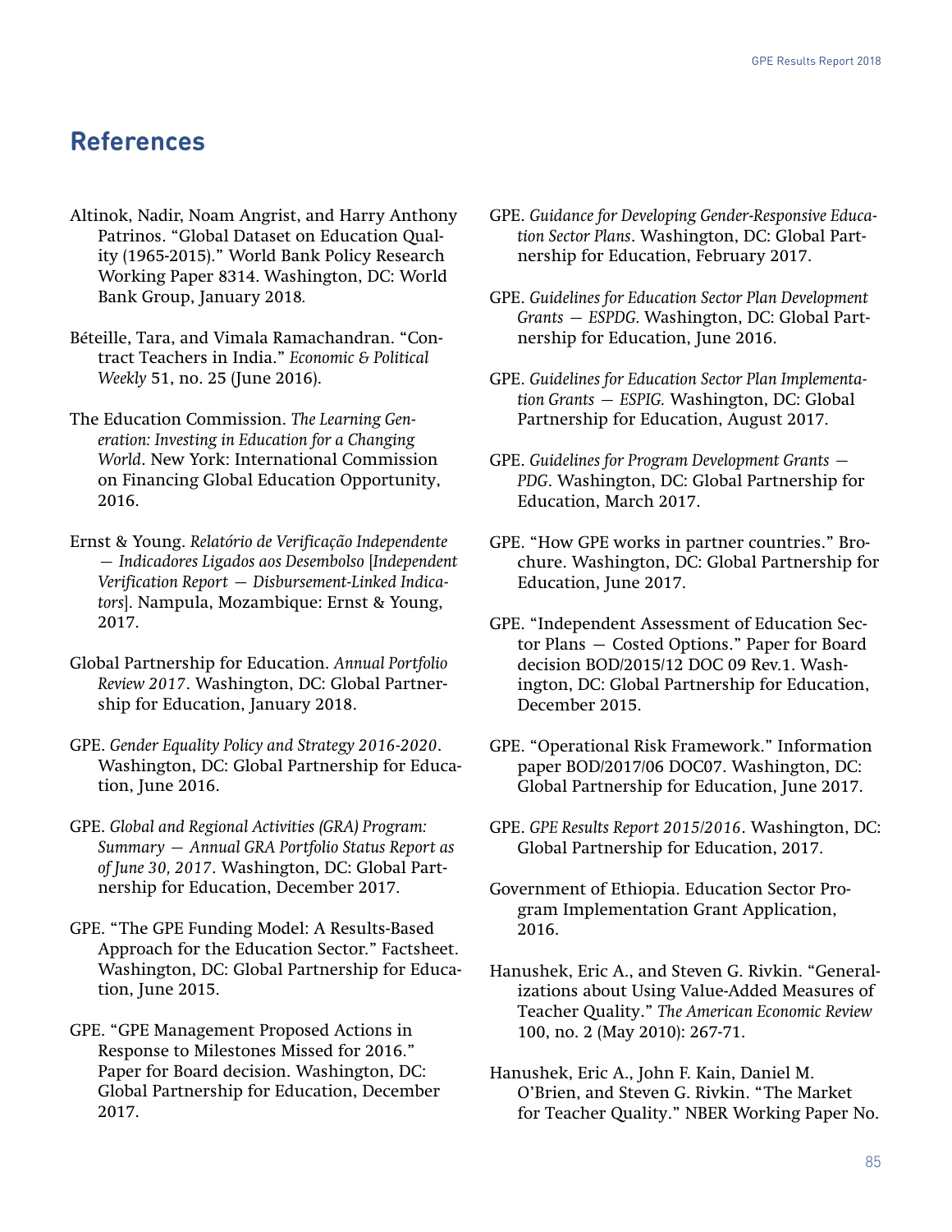# References

Altinok, Nadir, Noam Angrist, and Harry Anthony Patrinos. "Global Dataset on Education Quality (1965-2015)." World Bank Policy Research Working Paper 8314. Washington, DC: World Bank Group, January 2018.

Béteille, Tara, and Vimala Ramachandran. "Contract Teachers in India." *Economic & Political Weekly* 51, no. 25 (June 2016).

The Education Commission. *The Learning Generation: Investing in Education for a Changing World*. New York: International Commission on Financing Global Education Opportunity, 2016.

Ernst & Young. *Relatório de Verificação Independente — Indicadores Ligados aos Desembolso* [*Independent Verification Report — Disbursement-Linked Indicators*]. Nampula, Mozambique: Ernst & Young, 2017.

Global Partnership for Education. *Annual Portfolio Review 2017*. Washington, DC: Global Partnership for Education, January 2018.

GPE. *Gender Equality Policy and Strategy 2016-2020*. Washington, DC: Global Partnership for Education, June 2016.

GPE. *Global and Regional Activities (GRA) Program: Summary — Annual GRA Portfolio Status Report as of June 30, 2017*. Washington, DC: Global Partnership for Education, December 2017.

GPE. "The GPE Funding Model: A Results-Based Approach for the Education Sector." Factsheet. Washington, DC: Global Partnership for Education, June 2015.

GPE. "GPE Management Proposed Actions in Response to Milestones Missed for 2016." Paper for Board decision. Washington, DC: Global Partnership for Education, December 2017.

GPE. *Guidance for Developing Gender-Responsive Education Sector Plans*. Washington, DC: Global Partnership for Education, February 2017.

GPE. *Guidelines for Education Sector Plan Development Grants — ESPDG.* Washington, DC: Global Partnership for Education, June 2016.

GPE. *Guidelines for Education Sector Plan Implementation Grants — ESPIG.* Washington, DC: Global Partnership for Education, August 2017.

GPE. *Guidelines for Program Development Grants — PDG*. Washington, DC: Global Partnership for Education, March 2017.

GPE. "How GPE works in partner countries." Brochure. Washington, DC: Global Partnership for Education, June 2017.

GPE. "Independent Assessment of Education Sector Plans — Costed Options." Paper for Board decision BOD/2015/12 DOC 09 Rev.1. Washington, DC: Global Partnership for Education, December 2015.

GPE. "Operational Risk Framework." Information paper BOD/2017/06 DOC07. Washington, DC: Global Partnership for Education, June 2017.

GPE. *GPE Results Report 2015/2016*. Washington, DC: Global Partnership for Education, 2017.

Government of Ethiopia. Education Sector Program Implementation Grant Application, 2016.

Hanushek, Eric A., and Steven G. Rivkin. "Generalizations about Using Value-Added Measures of Teacher Quality." *The American Economic Review* 100, no. 2 (May 2010): 267-71.

Hanushek, Eric A., John F. Kain, Daniel M. O'Brien, and Steven G. Rivkin. "The Market for Teacher Quality." NBER Working Paper No.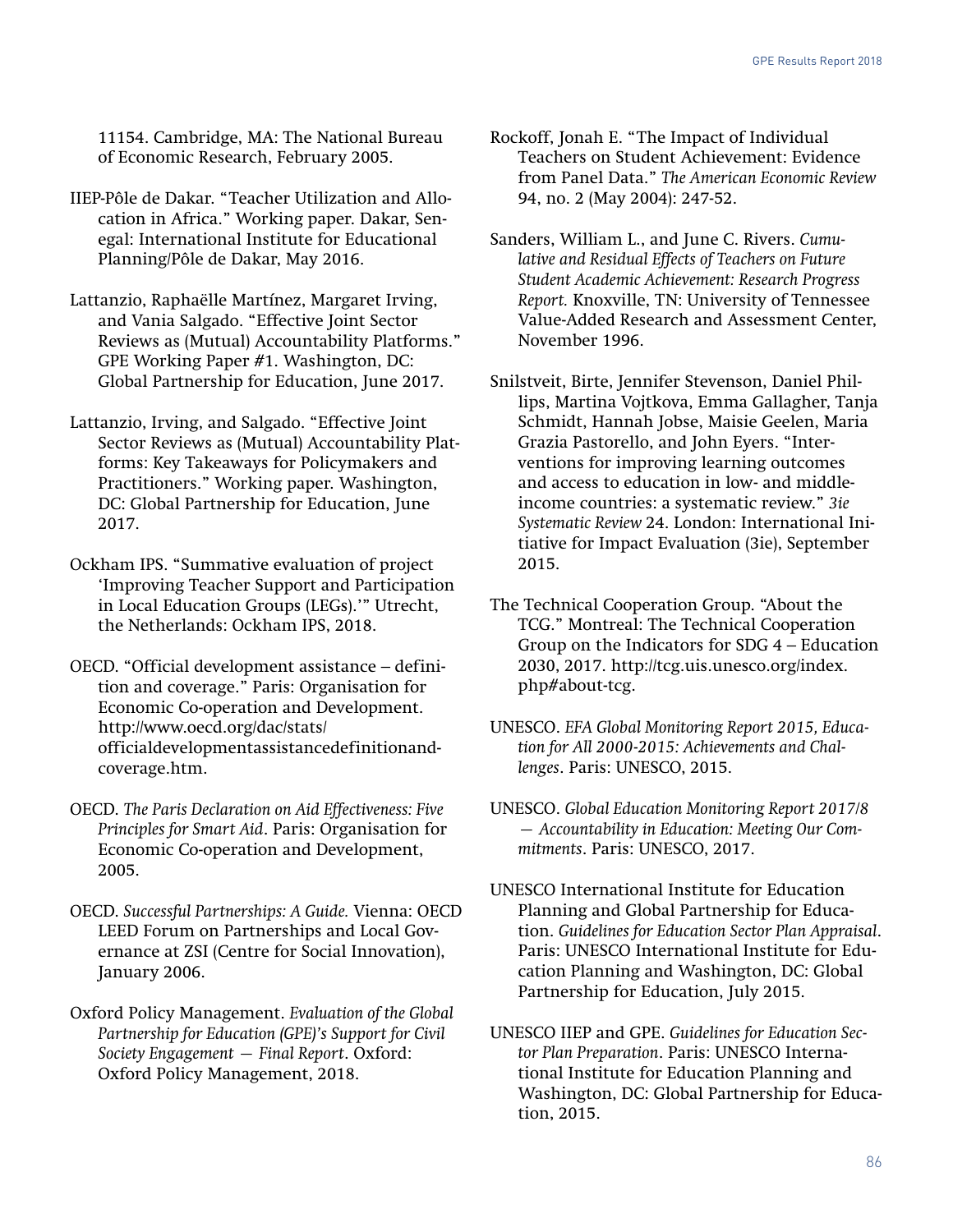11154. Cambridge, MA: The National Bureau of Economic Research, February 2005.

IIEP-Pôle de Dakar. "Teacher Utilization and Allocation in Africa." Working paper. Dakar, Senegal: International Institute for Educational Planning/Pôle de Dakar, May 2016.

Lattanzio, Raphaëlle Martínez, Margaret Irving, and Vania Salgado. "Effective Joint Sector Reviews as (Mutual) Accountability Platforms." GPE Working Paper #1. Washington, DC: Global Partnership for Education, June 2017.

Lattanzio, Irving, and Salgado. "Effective Joint Sector Reviews as (Mutual) Accountability Platforms: Key Takeaways for Policymakers and Practitioners." Working paper. Washington, DC: Global Partnership for Education, June 2017.

Ockham IPS. "Summative evaluation of project 'Improving Teacher Support and Participation in Local Education Groups (LEGs).'" Utrecht, the Netherlands: Ockham IPS, 2018.

OECD. "Official development assistance – definition and coverage." Paris: Organisation for Economic Co-operation and Development. http://www.oecd.org/dac/stats/officialdevelopmentassistancedefinitionandcoverage.htm.

OECD. *The Paris Declaration on Aid Effectiveness: Five Principles for Smart Aid*. Paris: Organisation for Economic Co-operation and Development, 2005.

OECD. *Successful Partnerships: A Guide.* Vienna: OECD LEED Forum on Partnerships and Local Governance at ZSI (Centre for Social Innovation), January 2006.

Oxford Policy Management. *Evaluation of the Global Partnership for Education (GPE)'s Support for Civil Society Engagement — Final Report*. Oxford: Oxford Policy Management, 2018.

Rockoff, Jonah E. "The Impact of Individual Teachers on Student Achievement: Evidence from Panel Data." *The American Economic Review* 94, no. 2 (May 2004): 247-52.

Sanders, William L., and June C. Rivers. *Cumulative and Residual Effects of Teachers on Future Student Academic Achievement: Research Progress Report.* Knoxville, TN: University of Tennessee Value-Added Research and Assessment Center, November 1996.

Snilstveit, Birte, Jennifer Stevenson, Daniel Phillips, Martina Vojtkova, Emma Gallagher, Tanja Schmidt, Hannah Jobse, Maisie Geelen, Maria Grazia Pastorello, and John Eyers. "Interventions for improving learning outcomes and access to education in low- and middle-income countries: a systematic review." *3ie Systematic Review* 24. London: International Initiative for Impact Evaluation (3ie), September 2015.

The Technical Cooperation Group. "About the TCG." Montreal: The Technical Cooperation Group on the Indicators for SDG 4 – Education 2030, 2017. http://tcg.uis.unesco.org/index.php#about-tcg.

UNESCO. *EFA Global Monitoring Report 2015, Education for All 2000-2015: Achievements and Challenges*. Paris: UNESCO, 2015.

UNESCO. *Global Education Monitoring Report 2017/8 — Accountability in Education: Meeting Our Commitments*. Paris: UNESCO, 2017.

UNESCO International Institute for Education Planning and Global Partnership for Education. *Guidelines for Education Sector Plan Appraisal*. Paris: UNESCO International Institute for Education Planning and Washington, DC: Global Partnership for Education, July 2015.

UNESCO IIEP and GPE. *Guidelines for Education Sector Plan Preparation*. Paris: UNESCO International Institute for Education Planning and Washington, DC: Global Partnership for Education, 2015.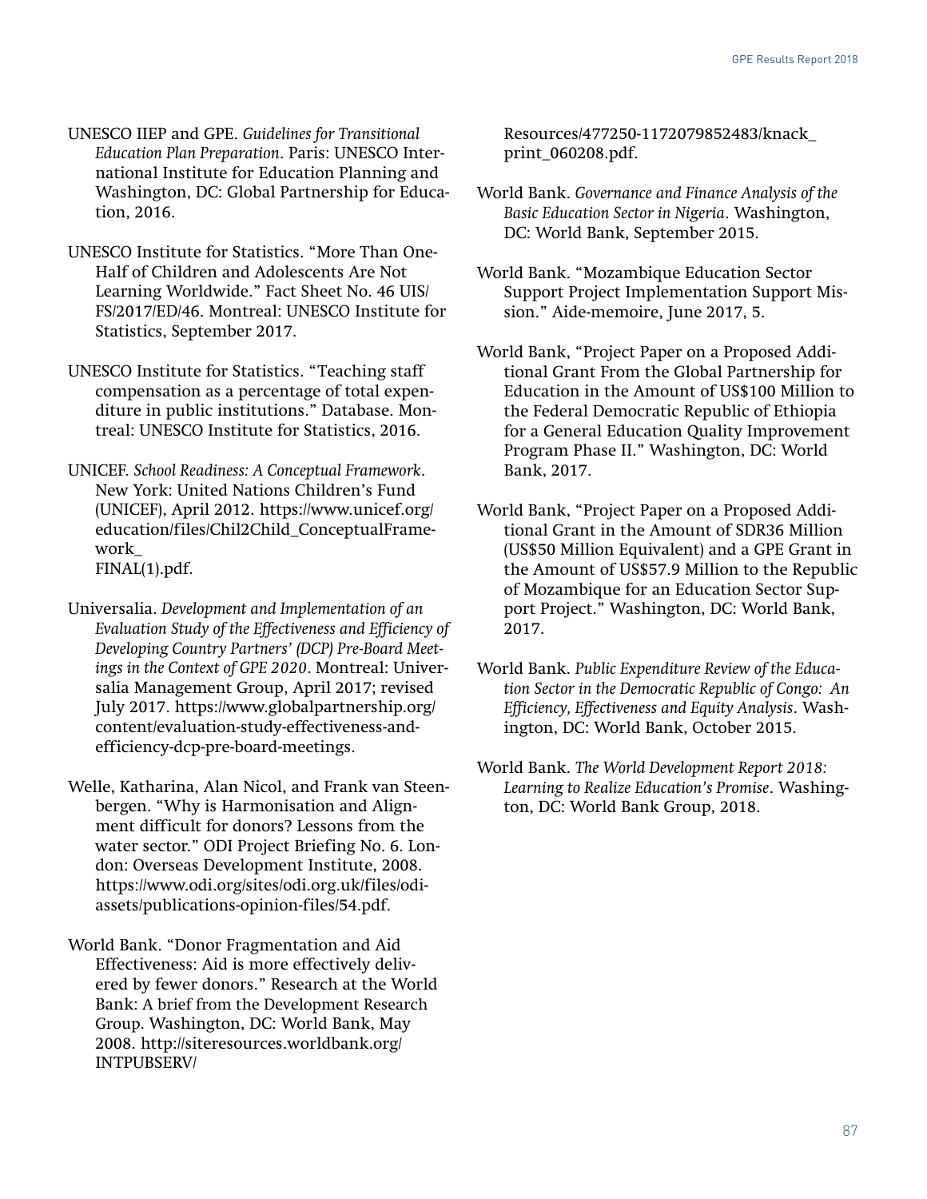UNESCO IIEP and GPE. *Guidelines for Transitional Education Plan Preparation*. Paris: UNESCO International Institute for Education Planning and Washington, DC: Global Partnership for Education, 2016.

UNESCO Institute for Statistics. "More Than One-Half of Children and Adolescents Are Not Learning Worldwide." Fact Sheet No. 46 UIS/FS/2017/ED/46. Montreal: UNESCO Institute for Statistics, September 2017.

UNESCO Institute for Statistics. "Teaching staff compensation as a percentage of total expenditure in public institutions." Database. Montreal: UNESCO Institute for Statistics, 2016.

UNICEF. *School Readiness: A Conceptual Framework*. New York: United Nations Children's Fund (UNICEF), April 2012. https://www.unicef.org/education/files/Chil2Child_ConceptualFramework_FINAL(1).pdf.

Universalia. *Development and Implementation of an Evaluation Study of the Effectiveness and Efficiency of Developing Country Partners' (DCP) Pre-Board Meetings in the Context of GPE 2020*. Montreal: Universalia Management Group, April 2017; revised July 2017. https://www.globalpartnership.org/content/evaluation-study-effectiveness-and-efficiency-dcp-pre-board-meetings.

Welle, Katharina, Alan Nicol, and Frank van Steenbergen. "Why is Harmonisation and Alignment difficult for donors? Lessons from the water sector." ODI Project Briefing No. 6. London: Overseas Development Institute, 2008. https://www.odi.org/sites/odi.org.uk/files/odi-assets/publications-opinion-files/54.pdf.

World Bank. "Donor Fragmentation and Aid Effectiveness: Aid is more effectively delivered by fewer donors." Research at the World Bank: A brief from the Development Research Group. Washington, DC: World Bank, May 2008. http://siteresources.worldbank.org/INTPUBSERV/Resources/477250-1172079852483/knack_print_060208.pdf.

World Bank. *Governance and Finance Analysis of the Basic Education Sector in Nigeria*. Washington, DC: World Bank, September 2015.

World Bank. "Mozambique Education Sector Support Project Implementation Support Mission." Aide-memoire, June 2017, 5.

World Bank, "Project Paper on a Proposed Additional Grant From the Global Partnership for Education in the Amount of US$100 Million to the Federal Democratic Republic of Ethiopia for a General Education Quality Improvement Program Phase II." Washington, DC: World Bank, 2017.

World Bank, "Project Paper on a Proposed Additional Grant in the Amount of SDR36 Million (US$50 Million Equivalent) and a GPE Grant in the Amount of US$57.9 Million to the Republic of Mozambique for an Education Sector Support Project." Washington, DC: World Bank, 2017.

World Bank. *Public Expenditure Review of the Education Sector in the Democratic Republic of Congo: An Efficiency, Effectiveness and Equity Analysis*. Washington, DC: World Bank, October 2015.

World Bank. *The World Development Report 2018: Learning to Realize Education's Promise*. Washington, DC: World Bank Group, 2018.